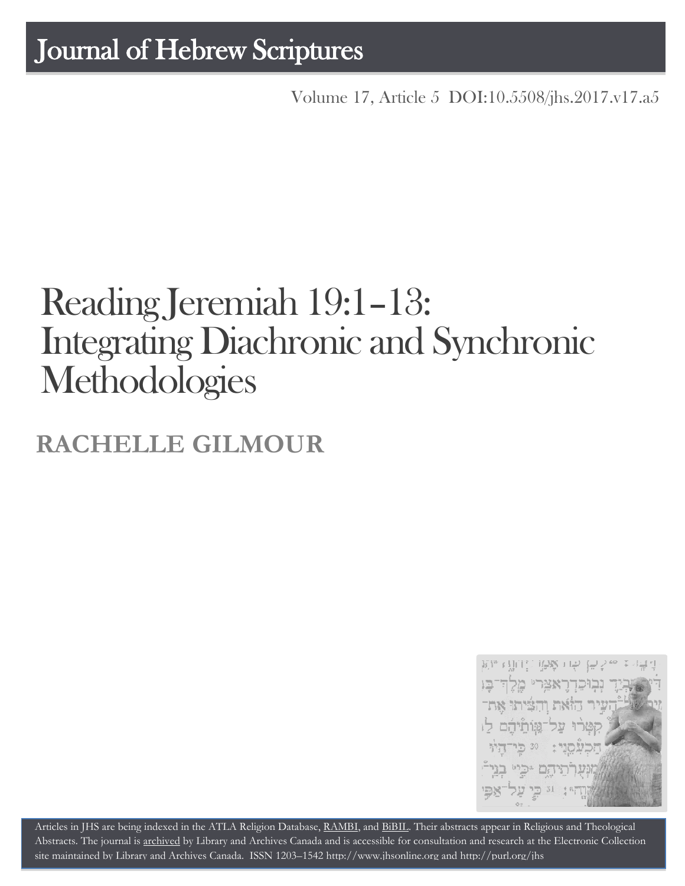# Journal of Hebrew Scriptures

Volume 17, Article 5 DOI:10.5508/jhs.2017.v17.a5

# Reading Jeremiah 19:1–13: Integrating Diachronic and Synchronic Methodologies

## RACHELLE GILMOUR

Articles in JHS are being indexed in the ATLA Religion Database, RAMBI, and BiBIL. Their abstracts appear in Religious and Theological Abstracts. The journal is archived by Library and Archives Canada and is accessible for consultation and research at the Electronic Collection site maintained by Library and Archives Canada. ISSN 1203–1542 http://www.jhsonline.org and http://purl.org/jhs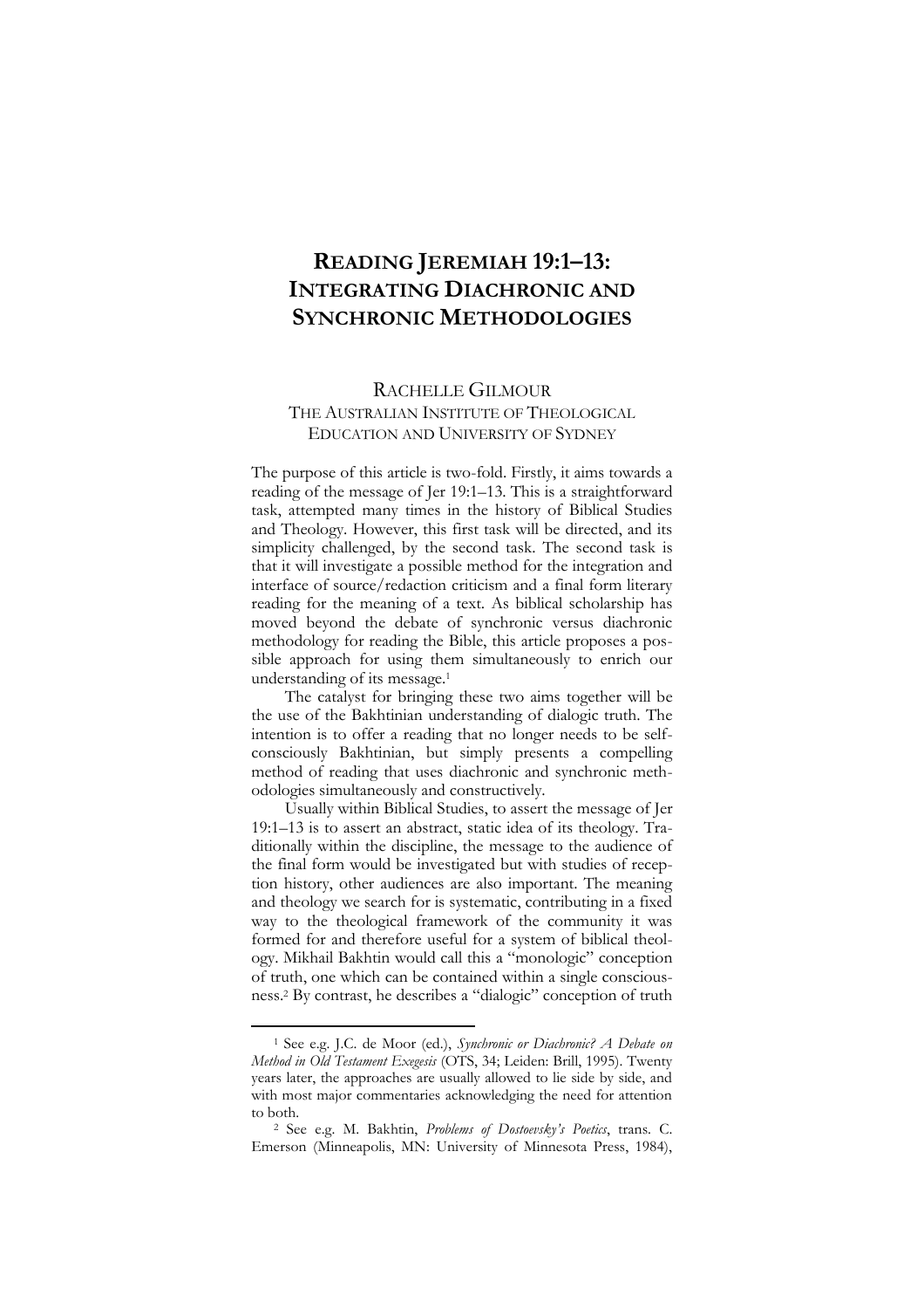# READING JEREMIAH 19:1–13: INTEGRATING DIACHRONIC AND SYNCHRONIC METHODOLOGIES

RACHELLE GILMOUR
THE AUSTRALIAN INSTITUTE OF THEOLOGICAL EDUCATION AND UNIVERSITY OF SYDNEY

The purpose of this article is two-fold. Firstly, it aims towards a reading of the message of Jer 19:1–13. This is a straightforward task, attempted many times in the history of Biblical Studies and Theology. However, this first task will be directed, and its simplicity challenged, by the second task. The second task is that it will investigate a possible method for the integration and interface of source/redaction criticism and a final form literary reading for the meaning of a text. As biblical scholarship has moved beyond the debate of synchronic versus diachronic methodology for reading the Bible, this article proposes a possible approach for using them simultaneously to enrich our understanding of its message.[1]

The catalyst for bringing these two aims together will be the use of the Bakhtinian understanding of dialogic truth. The intention is to offer a reading that no longer needs to be self-consciously Bakhtinian, but simply presents a compelling method of reading that uses diachronic and synchronic methodologies simultaneously and constructively.

Usually within Biblical Studies, to assert the message of Jer 19:1–13 is to assert an abstract, static idea of its theology. Traditionally within the discipline, the message to the audience of the final form would be investigated but with studies of reception history, other audiences are also important. The meaning and theology we search for is systematic, contributing in a fixed way to the theological framework of the community it was formed for and therefore useful for a system of biblical theology. Mikhail Bakhtin would call this a "monologic" conception of truth, one which can be contained within a single consciousness.[2] By contrast, he describes a "dialogic" conception of truth

---

[1] See e.g. J.C. de Moor (ed.), *Synchronic or Diachronic? A Debate on Method in Old Testament Exegesis* (OTS, 34; Leiden: Brill, 1995). Twenty years later, the approaches are usually allowed to lie side by side, and with most major commentaries acknowledging the need for attention to both.

[2] See e.g. M. Bakhtin, *Problems of Dostoevsky's Poetics*, trans. C. Emerson (Minneapolis, MN: University of Minnesota Press, 1984),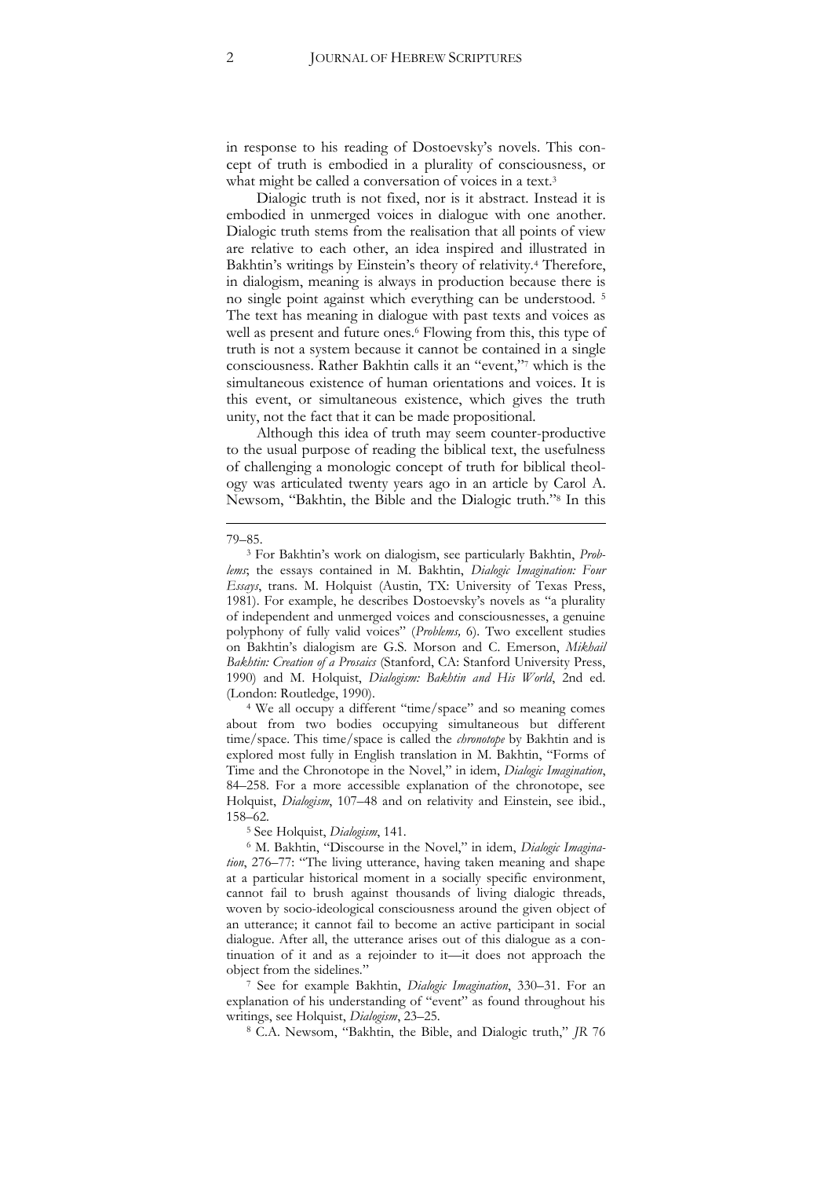in response to his reading of Dostoevsky's novels. This concept of truth is embodied in a plurality of consciousness, or what might be called a conversation of voices in a text.[3]

Dialogic truth is not fixed, nor is it abstract. Instead it is embodied in unmerged voices in dialogue with one another. Dialogic truth stems from the realisation that all points of view are relative to each other, an idea inspired and illustrated in Bakhtin's writings by Einstein's theory of relativity.[4] Therefore, in dialogism, meaning is always in production because there is no single point against which everything can be understood. [5] The text has meaning in dialogue with past texts and voices as well as present and future ones.[6] Flowing from this, this type of truth is not a system because it cannot be contained in a single consciousness. Rather Bakhtin calls it an "event,"[7] which is the simultaneous existence of human orientations and voices. It is this event, or simultaneous existence, which gives the truth unity, not the fact that it can be made propositional.

Although this idea of truth may seem counter-productive to the usual purpose of reading the biblical text, the usefulness of challenging a monologic concept of truth for biblical theology was articulated twenty years ago in an article by Carol A. Newsom, "Bakhtin, the Bible and the Dialogic truth."[8] In this

---

79–85.

[3] For Bakhtin's work on dialogism, see particularly Bakhtin, *Problems*; the essays contained in M. Bakhtin, *Dialogic Imagination: Four Essays*, trans. M. Holquist (Austin, TX: University of Texas Press, 1981). For example, he describes Dostoevsky's novels as "a plurality of independent and unmerged voices and consciousnesses, a genuine polyphony of fully valid voices" (*Problems,* 6). Two excellent studies on Bakhtin's dialogism are G.S. Morson and C. Emerson, *Mikhail Bakhtin: Creation of a Prosaics* (Stanford, CA: Stanford University Press, 1990) and M. Holquist, *Dialogism: Bakhtin and His World*, 2nd ed. (London: Routledge, 1990).

[4] We all occupy a different "time/space" and so meaning comes about from two bodies occupying simultaneous but different time/space. This time/space is called the *chronotope* by Bakhtin and is explored most fully in English translation in M. Bakhtin, "Forms of Time and the Chronotope in the Novel," in idem, *Dialogic Imagination*, 84–258. For a more accessible explanation of the chronotope, see Holquist, *Dialogism*, 107–48 and on relativity and Einstein, see ibid., 158–62.

[5] See Holquist, *Dialogism*, 141.

[6] M. Bakhtin, "Discourse in the Novel," in idem, *Dialogic Imagination*, 276–77: "The living utterance, having taken meaning and shape at a particular historical moment in a socially specific environment, cannot fail to brush against thousands of living dialogic threads, woven by socio-ideological consciousness around the given object of an utterance; it cannot fail to become an active participant in social dialogue. After all, the utterance arises out of this dialogue as a continuation of it and as a rejoinder to it—it does not approach the object from the sidelines."

[7] See for example Bakhtin, *Dialogic Imagination*, 330–31. For an explanation of his understanding of "event" as found throughout his writings, see Holquist, *Dialogism*, 23–25.

[8] C.A. Newsom, "Bakhtin, the Bible, and Dialogic truth," *JR* 76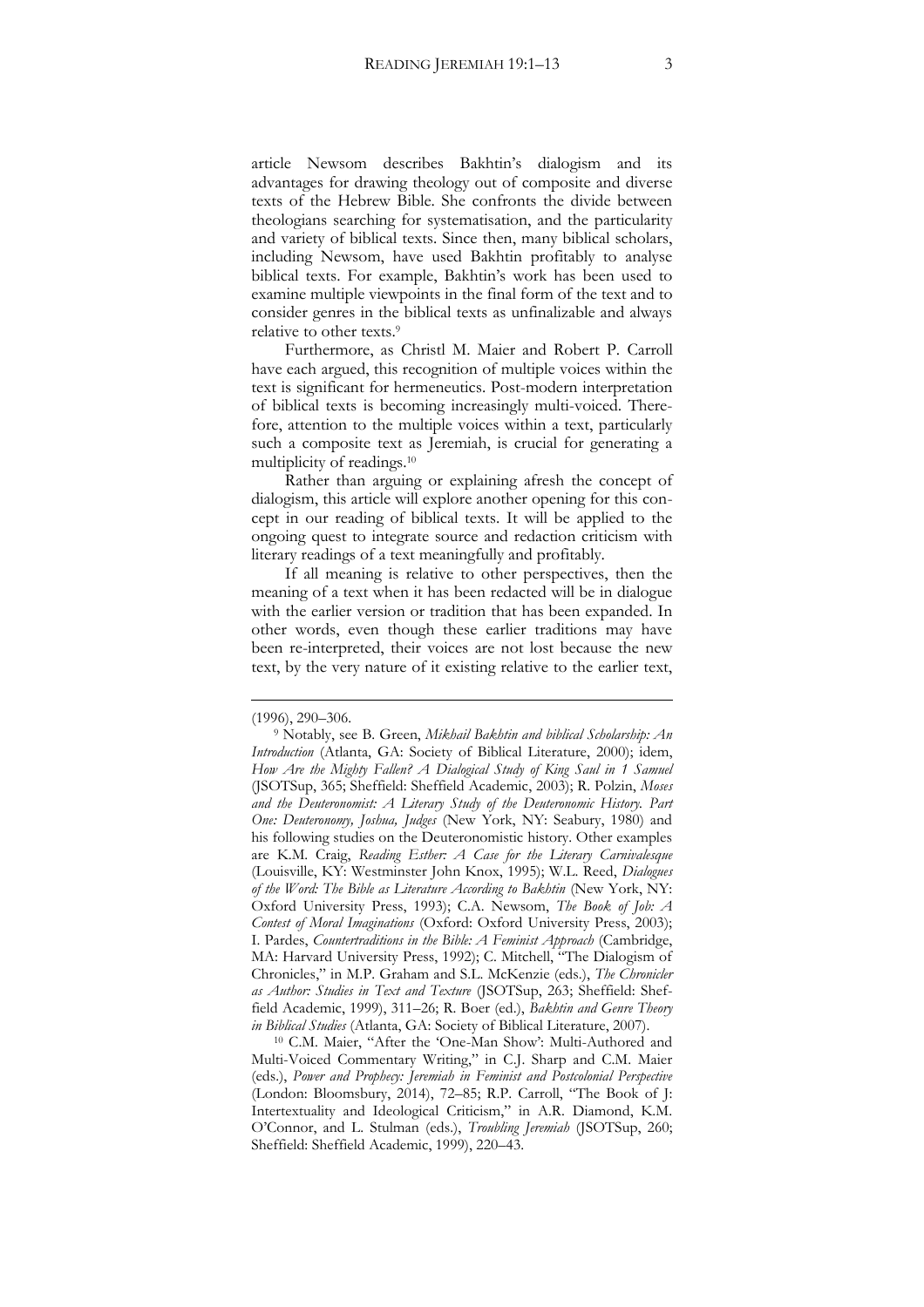article Newsom describes Bakhtin's dialogism and its advantages for drawing theology out of composite and diverse texts of the Hebrew Bible. She confronts the divide between theologians searching for systematisation, and the particularity and variety of biblical texts. Since then, many biblical scholars, including Newsom, have used Bakhtin profitably to analyse biblical texts. For example, Bakhtin's work has been used to examine multiple viewpoints in the final form of the text and to consider genres in the biblical texts as unfinalizable and always relative to other texts.[9]

Furthermore, as Christl M. Maier and Robert P. Carroll have each argued, this recognition of multiple voices within the text is significant for hermeneutics. Post-modern interpretation of biblical texts is becoming increasingly multi-voiced. Therefore, attention to the multiple voices within a text, particularly such a composite text as Jeremiah, is crucial for generating a multiplicity of readings.[10]

Rather than arguing or explaining afresh the concept of dialogism, this article will explore another opening for this concept in our reading of biblical texts. It will be applied to the ongoing quest to integrate source and redaction criticism with literary readings of a text meaningfully and profitably.

If all meaning is relative to other perspectives, then the meaning of a text when it has been redacted will be in dialogue with the earlier version or tradition that has been expanded. In other words, even though these earlier traditions may have been re-interpreted, their voices are not lost because the new text, by the very nature of it existing relative to the earlier text,

---

(1996), 290–306.

[9] Notably, see B. Green, *Mikhail Bakhtin and biblical Scholarship: An Introduction* (Atlanta, GA: Society of Biblical Literature, 2000); idem, *How Are the Mighty Fallen? A Dialogical Study of King Saul in 1 Samuel* (JSOTSup, 365; Sheffield: Sheffield Academic, 2003); R. Polzin, *Moses and the Deuteronomist: A Literary Study of the Deuteronomic History. Part One: Deuteronomy, Joshua, Judges* (New York, NY: Seabury, 1980) and his following studies on the Deuteronomistic history. Other examples are K.M. Craig, *Reading Esther: A Case for the Literary Carnivalesque* (Louisville, KY: Westminster John Knox, 1995); W.L. Reed, *Dialogues of the Word: The Bible as Literature According to Bakhtin* (New York, NY: Oxford University Press, 1993); C.A. Newsom, *The Book of Job: A Contest of Moral Imaginations* (Oxford: Oxford University Press, 2003); I. Pardes, *Countertraditions in the Bible: A Feminist Approach* (Cambridge, MA: Harvard University Press, 1992); C. Mitchell, "The Dialogism of Chronicles," in M.P. Graham and S.L. McKenzie (eds.), *The Chronicler as Author: Studies in Text and Texture* (JSOTSup, 263; Sheffield: Sheffield Academic, 1999), 311–26; R. Boer (ed.), *Bakhtin and Genre Theory in Biblical Studies* (Atlanta, GA: Society of Biblical Literature, 2007).

[10] C.M. Maier, "After the 'One-Man Show': Multi-Authored and Multi-Voiced Commentary Writing," in C.J. Sharp and C.M. Maier (eds.), *Power and Prophecy: Jeremiah in Feminist and Postcolonial Perspective* (London: Bloomsbury, 2014), 72–85; R.P. Carroll, "The Book of J: Intertextuality and Ideological Criticism," in A.R. Diamond, K.M. O'Connor, and L. Stulman (eds.), *Troubling Jeremiah* (JSOTSup, 260; Sheffield: Sheffield Academic, 1999), 220–43.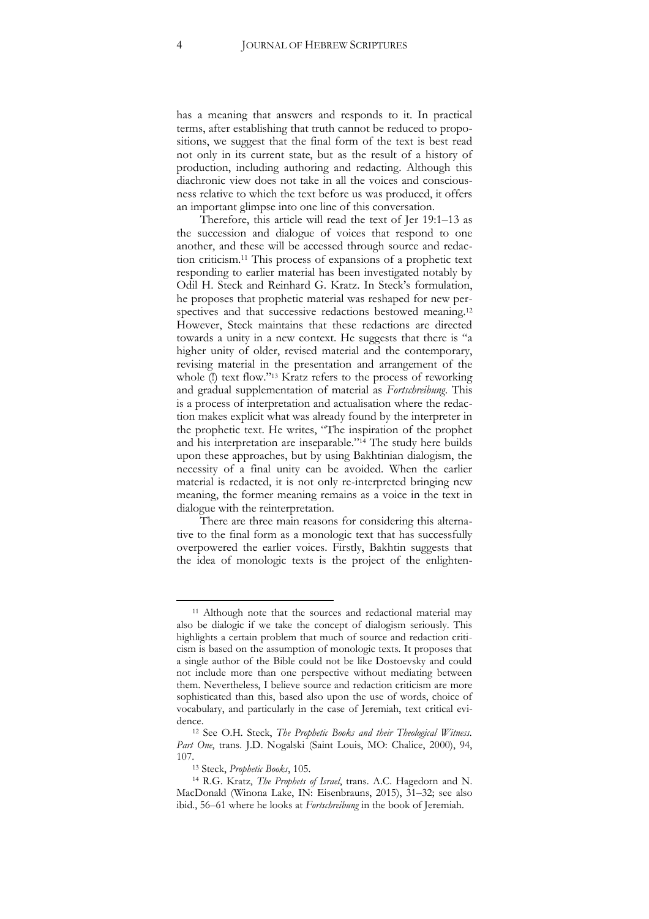has a meaning that answers and responds to it. In practical terms, after establishing that truth cannot be reduced to propositions, we suggest that the final form of the text is best read not only in its current state, but as the result of a history of production, including authoring and redacting. Although this diachronic view does not take in all the voices and consciousness relative to which the text before us was produced, it offers an important glimpse into one line of this conversation.

Therefore, this article will read the text of Jer 19:1–13 as the succession and dialogue of voices that respond to one another, and these will be accessed through source and redaction criticism.[11] This process of expansions of a prophetic text responding to earlier material has been investigated notably by Odil H. Steck and Reinhard G. Kratz. In Steck's formulation, he proposes that prophetic material was reshaped for new perspectives and that successive redactions bestowed meaning.[12] However, Steck maintains that these redactions are directed towards a unity in a new context. He suggests that there is "a higher unity of older, revised material and the contemporary, revising material in the presentation and arrangement of the whole (!) text flow."[13] Kratz refers to the process of reworking and gradual supplementation of material as *Fortschreibung*. This is a process of interpretation and actualisation where the redaction makes explicit what was already found by the interpreter in the prophetic text. He writes, "The inspiration of the prophet and his interpretation are inseparable."[14] The study here builds upon these approaches, but by using Bakhtinian dialogism, the necessity of a final unity can be avoided. When the earlier material is redacted, it is not only re-interpreted bringing new meaning, the former meaning remains as a voice in the text in dialogue with the reinterpretation.

There are three main reasons for considering this alternative to the final form as a monologic text that has successfully overpowered the earlier voices. Firstly, Bakhtin suggests that the idea of monologic texts is the project of the enlighten-

---

[11] Although note that the sources and redactional material may also be dialogic if we take the concept of dialogism seriously. This highlights a certain problem that much of source and redaction criticism is based on the assumption of monologic texts. It proposes that a single author of the Bible could not be like Dostoevsky and could not include more than one perspective without mediating between them. Nevertheless, I believe source and redaction criticism are more sophisticated than this, based also upon the use of words, choice of vocabulary, and particularly in the case of Jeremiah, text critical evidence.

[12] See O.H. Steck, *The Prophetic Books and their Theological Witness. Part One*, trans. J.D. Nogalski (Saint Louis, MO: Chalice, 2000), 94, 107.

[13] Steck, *Prophetic Books*, 105.

[14] R.G. Kratz, *The Prophets of Israel*, trans. A.C. Hagedorn and N. MacDonald (Winona Lake, IN: Eisenbrauns, 2015), 31–32; see also ibid., 56–61 where he looks at *Fortschreibung* in the book of Jeremiah.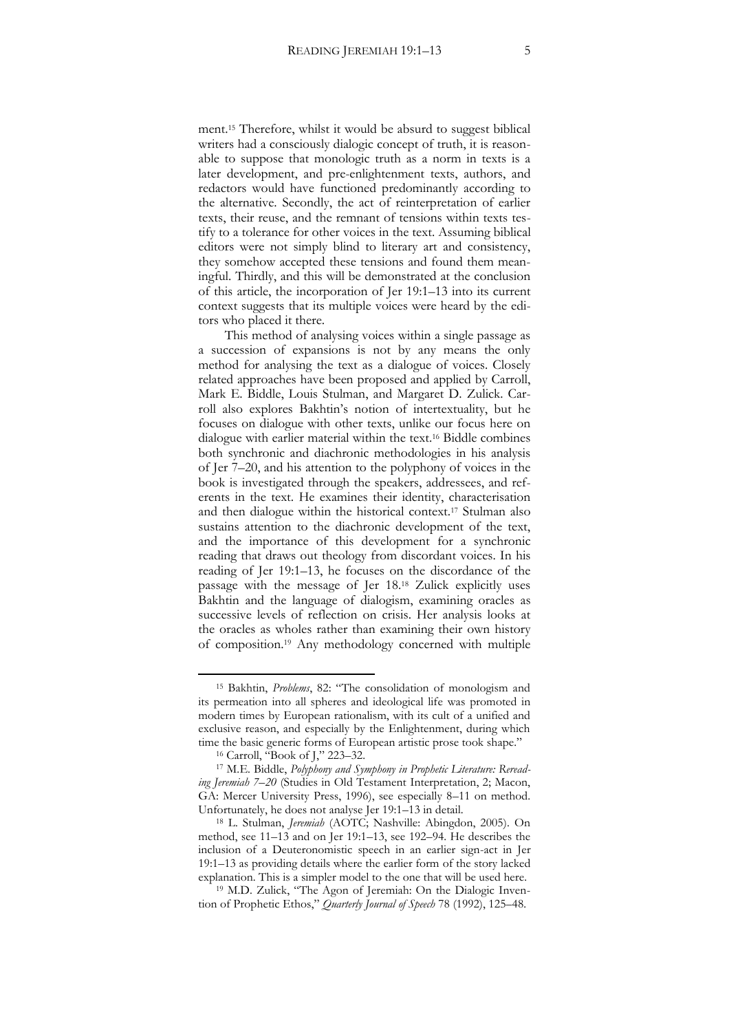ment.[15] Therefore, whilst it would be absurd to suggest biblical writers had a consciously dialogic concept of truth, it is reasonable to suppose that monologic truth as a norm in texts is a later development, and pre-enlightenment texts, authors, and redactors would have functioned predominantly according to the alternative. Secondly, the act of reinterpretation of earlier texts, their reuse, and the remnant of tensions within texts testify to a tolerance for other voices in the text. Assuming biblical editors were not simply blind to literary art and consistency, they somehow accepted these tensions and found them meaningful. Thirdly, and this will be demonstrated at the conclusion of this article, the incorporation of Jer 19:1–13 into its current context suggests that its multiple voices were heard by the editors who placed it there.

This method of analysing voices within a single passage as a succession of expansions is not by any means the only method for analysing the text as a dialogue of voices. Closely related approaches have been proposed and applied by Carroll, Mark E. Biddle, Louis Stulman, and Margaret D. Zulick. Carroll also explores Bakhtin's notion of intertextuality, but he focuses on dialogue with other texts, unlike our focus here on dialogue with earlier material within the text.[16] Biddle combines both synchronic and diachronic methodologies in his analysis of Jer 7–20, and his attention to the polyphony of voices in the book is investigated through the speakers, addressees, and referents in the text. He examines their identity, characterisation and then dialogue within the historical context.[17] Stulman also sustains attention to the diachronic development of the text, and the importance of this development for a synchronic reading that draws out theology from discordant voices. In his reading of Jer 19:1–13, he focuses on the discordance of the passage with the message of Jer 18.[18] Zulick explicitly uses Bakhtin and the language of dialogism, examining oracles as successive levels of reflection on crisis. Her analysis looks at the oracles as wholes rather than examining their own history of composition.[19] Any methodology concerned with multiple

---

[15] Bakhtin, *Problems*, 82: "The consolidation of monologism and its permeation into all spheres and ideological life was promoted in modern times by European rationalism, with its cult of a unified and exclusive reason, and especially by the Enlightenment, during which time the basic generic forms of European artistic prose took shape."

[16] Carroll, "Book of J," 223–32.

[17] M.E. Biddle, *Polyphony and Symphony in Prophetic Literature: Rereading Jeremiah 7–20* (Studies in Old Testament Interpretation, 2; Macon, GA: Mercer University Press, 1996), see especially 8–11 on method. Unfortunately, he does not analyse Jer 19:1–13 in detail.

[18] L. Stulman, *Jeremiah* (AOTC; Nashville: Abingdon, 2005). On method, see 11–13 and on Jer 19:1–13, see 192–94. He describes the inclusion of a Deuteronomistic speech in an earlier sign-act in Jer 19:1–13 as providing details where the earlier form of the story lacked explanation. This is a simpler model to the one that will be used here.

[19] M.D. Zulick, "The Agon of Jeremiah: On the Dialogic Invention of Prophetic Ethos," *Quarterly Journal of Speech* 78 (1992), 125–48.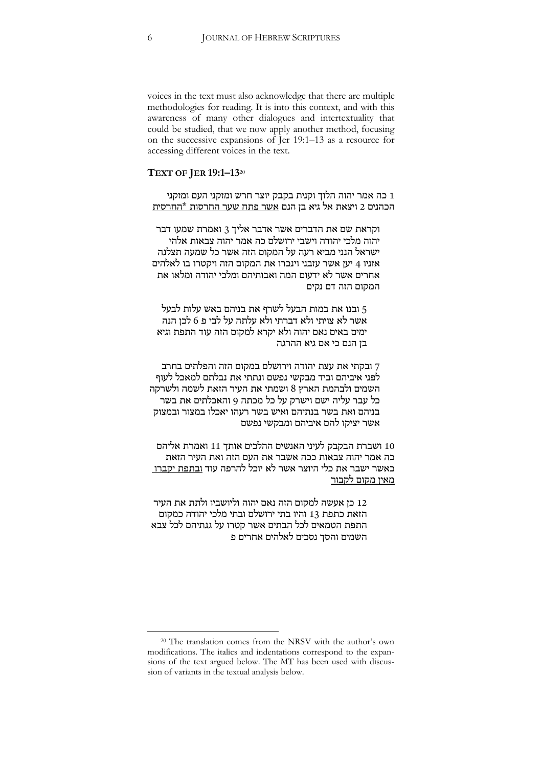voices in the text must also acknowledge that there are multiple methodologies for reading. It is into this context, and with this awareness of many other dialogues and intertextuality that could be studied, that we now apply another method, focusing on the successive expansions of Jer 19:1–13 as a resource for accessing different voices in the text.

### TEXT OF JER 19:1–13[20]

1 כה אמר יהוה הלוך וקנית בקבק יוצר חרש ומזקני העם ומזקני הכהנים 2 ויצאת אל גיא בן הנם <u>אשר פתח שער החרסות *החרסית</u>

וקראת שם את הדברים אשר אדבר אליך 3 ואמרת שמעו דבר יהוה מלכי יהודה וישבי ירושלם כה אמר יהוה צבאות אלהי ישראל הנני מביא רעה על המקום הזה אשר כל שמעה תצלנה אזניו 4 יען אשר עזבני וינכרו את המקום הזה ויקטרו בו לאלהים אחרים אשר לא ידעום המה ואבותיהם ומלכי יהודה ומלאו את המקום הזה דם נקים

5 ובנו את במות הבעל לשרף את בניהם באש עלות לבעל אשר לא צויתי ולא דברתי ולא עלתה על לבי פ 6 לכן הנה ימים באים נאם יהוה ולא יקרא למקום הזה עוד התפת וגיא בן הנם כי אם גיא ההרגה

7 ובקתי את עצת יהודה וירושלם במקום הזה והפלתים בחרב לפני איביהם וביד מבקשי נפשם ונתתי את נבלתם למאכל לעוף השמים ולבהמת הארץ 8 ושמתי את העיר הזאת לשמה ולשרקה כל עבר עליה ישם וישרק על כל מכתה 9 והאכלתים את בשר בניהם ואת בשר בנתיהם ואיש בשר רעהו יאכלו במצור ובמצוק אשר יציקו להם איביהם ומבקשי נפשם

10 ושברת הבקבק לעיני האנשים ההלכים אותך 11 ואמרת אליהם כה אמר יהוה צבאות ככה אשבר את העם הזה ואת העיר הזאת כאשר ישבר את כלי היוצר אשר לא יוכל להרפה עוד <u>ובתפת יקברו מאין מקום לקבור</u>

12 כן אעשה למקום הזה נאם יהוה וליושביו ולתת את העיר הזאת כתפת 13 והיו בתי ירושלם ובתי מלכי יהודה כמקום התפת הטמאים לכל הבתים אשר קטרו על גגתיהם לכל צבא השמים והסך נסכים לאלהים אחרים פ

[20] The translation comes from the NRSV with the author's own modifications. The italics and indentations correspond to the expansions of the text argued below. The MT has been used with discussion of variants in the textual analysis below.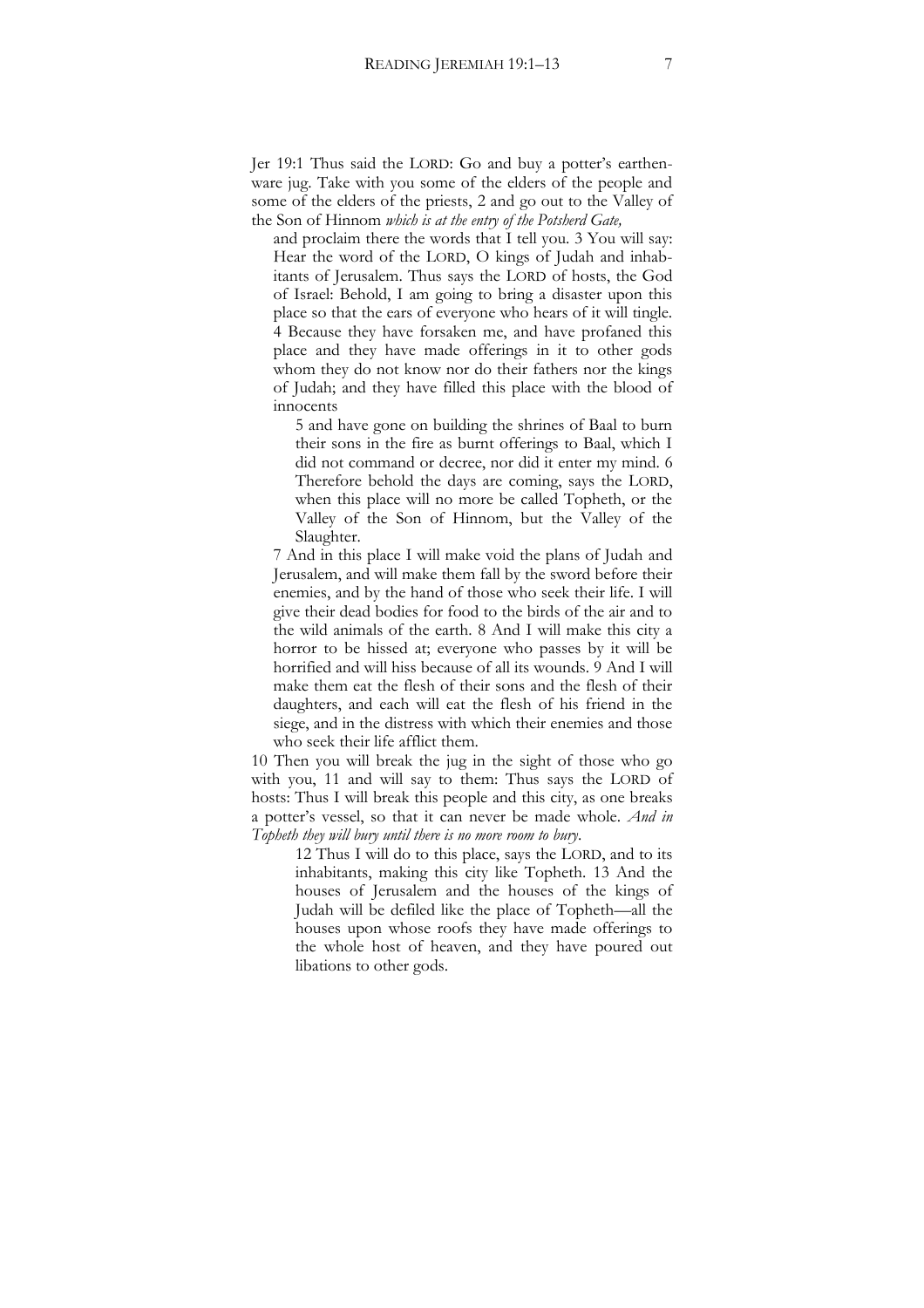Jer 19:1 Thus said the LORD: Go and buy a potter's earthenware jug. Take with you some of the elders of the people and some of the elders of the priests, 2 and go out to the Valley of the Son of Hinnom *which is at the entry of the Potsherd Gate,*

> and proclaim there the words that I tell you. 3 You will say: Hear the word of the LORD, O kings of Judah and inhabitants of Jerusalem. Thus says the LORD of hosts, the God of Israel: Behold, I am going to bring a disaster upon this place so that the ears of everyone who hears of it will tingle. 4 Because they have forsaken me, and have profaned this place and they have made offerings in it to other gods whom they do not know nor do their fathers nor the kings of Judah; and they have filled this place with the blood of innocents
>
> > 5 and have gone on building the shrines of Baal to burn their sons in the fire as burnt offerings to Baal, which I did not command or decree, nor did it enter my mind. 6 Therefore behold the days are coming, says the LORD, when this place will no more be called Topheth, or the Valley of the Son of Hinnom, but the Valley of the Slaughter.
>
> 7 And in this place I will make void the plans of Judah and Jerusalem, and will make them fall by the sword before their enemies, and by the hand of those who seek their life. I will give their dead bodies for food to the birds of the air and to the wild animals of the earth. 8 And I will make this city a horror to be hissed at; everyone who passes by it will be horrified and will hiss because of all its wounds. 9 And I will make them eat the flesh of their sons and the flesh of their daughters, and each will eat the flesh of his friend in the siege, and in the distress with which their enemies and those who seek their life afflict them.

10 Then you will break the jug in the sight of those who go with you, 11 and will say to them: Thus says the LORD of hosts: Thus I will break this people and this city, as one breaks a potter's vessel, so that it can never be made whole. *And in Topheth they will bury until there is no more room to bury.*

> > 12 Thus I will do to this place, says the LORD, and to its inhabitants, making this city like Topheth. 13 And the houses of Jerusalem and the houses of the kings of Judah will be defiled like the place of Topheth—all the houses upon whose roofs they have made offerings to the whole host of heaven, and they have poured out libations to other gods.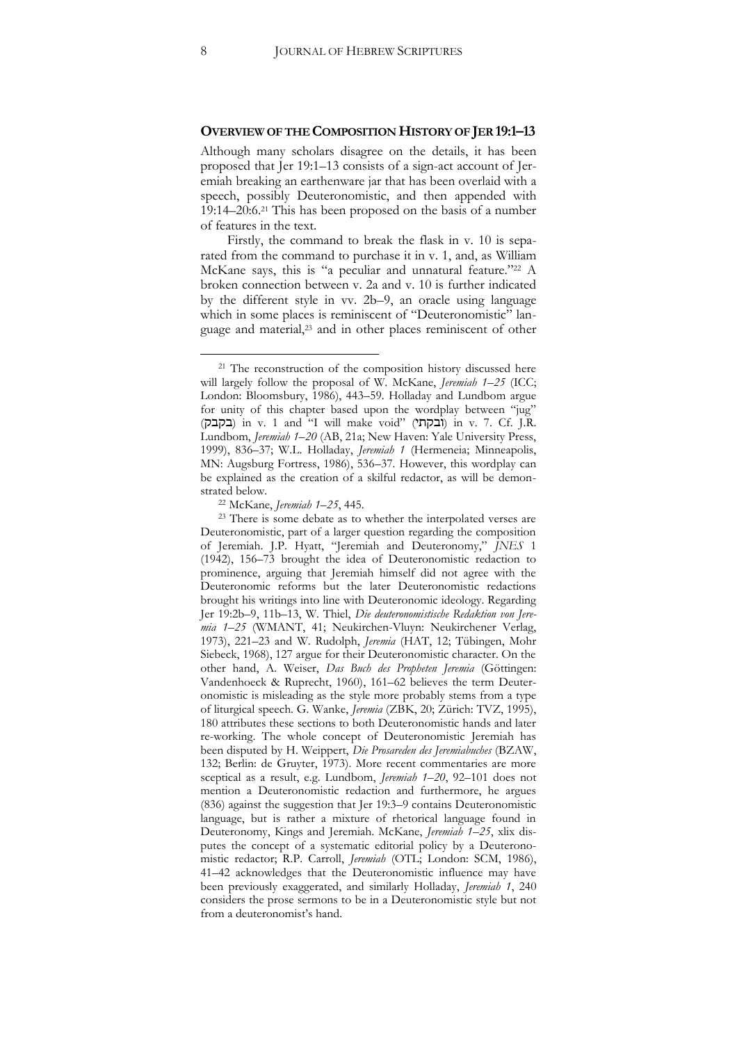## OVERVIEW OF THE COMPOSITION HISTORY OF JER 19:1–13

Although many scholars disagree on the details, it has been proposed that Jer 19:1–13 consists of a sign-act account of Jeremiah breaking an earthenware jar that has been overlaid with a speech, possibly Deuteronomistic, and then appended with 19:14–20:6.[21] This has been proposed on the basis of a number of features in the text.

Firstly, the command to break the flask in v. 10 is separated from the command to purchase it in v. 1, and, as William McKane says, this is "a peculiar and unnatural feature."[22] A broken connection between v. 2a and v. 10 is further indicated by the different style in vv. 2b–9, an oracle using language which in some places is reminiscent of "Deuteronomistic" language and material,[23] and in other places reminiscent of other

---

[21] The reconstruction of the composition history discussed here will largely follow the proposal of W. McKane, *Jeremiah 1–25* (ICC; London: Bloomsbury, 1986), 443–59. Holladay and Lundbom argue for unity of this chapter based upon the wordplay between "jug" (בקבק) in v. 1 and "I will make void" (ובקתי) in v. 7. Cf. J.R. Lundbom, *Jeremiah 1–20* (AB, 21a; New Haven: Yale University Press, 1999), 836–37; W.L. Holladay, *Jeremiah 1* (Hermeneia; Minneapolis, MN: Augsburg Fortress, 1986), 536–37. However, this wordplay can be explained as the creation of a skilful redactor, as will be demonstrated below.

[22] McKane, *Jeremiah 1–25*, 445.

[23] There is some debate as to whether the interpolated verses are Deuteronomistic, part of a larger question regarding the composition of Jeremiah. J.P. Hyatt, "Jeremiah and Deuteronomy," *JNES* 1 (1942), 156–73 brought the idea of Deuteronomistic redaction to prominence, arguing that Jeremiah himself did not agree with the Deuteronomic reforms but the later Deuteronomistic redactions brought his writings into line with Deuteronomic ideology. Regarding Jer 19:2b–9, 11b–13, W. Thiel, *Die deuteronomistische Redaktion von Jeremia 1–25* (WMANT, 41; Neukirchen-Vluyn: Neukirchener Verlag, 1973), 221–23 and W. Rudolph, *Jeremia* (HAT, 12; Tübingen, Mohr Siebeck, 1968), 127 argue for their Deuteronomistic character. On the other hand, A. Weiser, *Das Buch des Propheten Jeremia* (Göttingen: Vandenhoeck & Ruprecht, 1960), 161–62 believes the term Deuteronomistic is misleading as the style more probably stems from a type of liturgical speech. G. Wanke, *Jeremia* (ZBK, 20; Zürich: TVZ, 1995), 180 attributes these sections to both Deuteronomistic hands and later re-working. The whole concept of Deuteronomistic Jeremiah has been disputed by H. Weippert, *Die Prosareden des Jeremiabuches* (BZAW, 132; Berlin: de Gruyter, 1973). More recent commentaries are more sceptical as a result, e.g. Lundbom, *Jeremiah 1–20*, 92–101 does not mention a Deuteronomistic redaction and furthermore, he argues (836) against the suggestion that Jer 19:3–9 contains Deuteronomistic language, but is rather a mixture of rhetorical language found in Deuteronomy, Kings and Jeremiah. McKane, *Jeremiah 1–25*, xlix disputes the concept of a systematic editorial policy by a Deuteronomistic redactor; R.P. Carroll, *Jeremiah* (OTL; London: SCM, 1986), 41–42 acknowledges that the Deuteronomistic influence may have been previously exaggerated, and similarly Holladay, *Jeremiah 1*, 240 considers the prose sermons to be in a Deuteronomistic style but not from a deuteronomist's hand.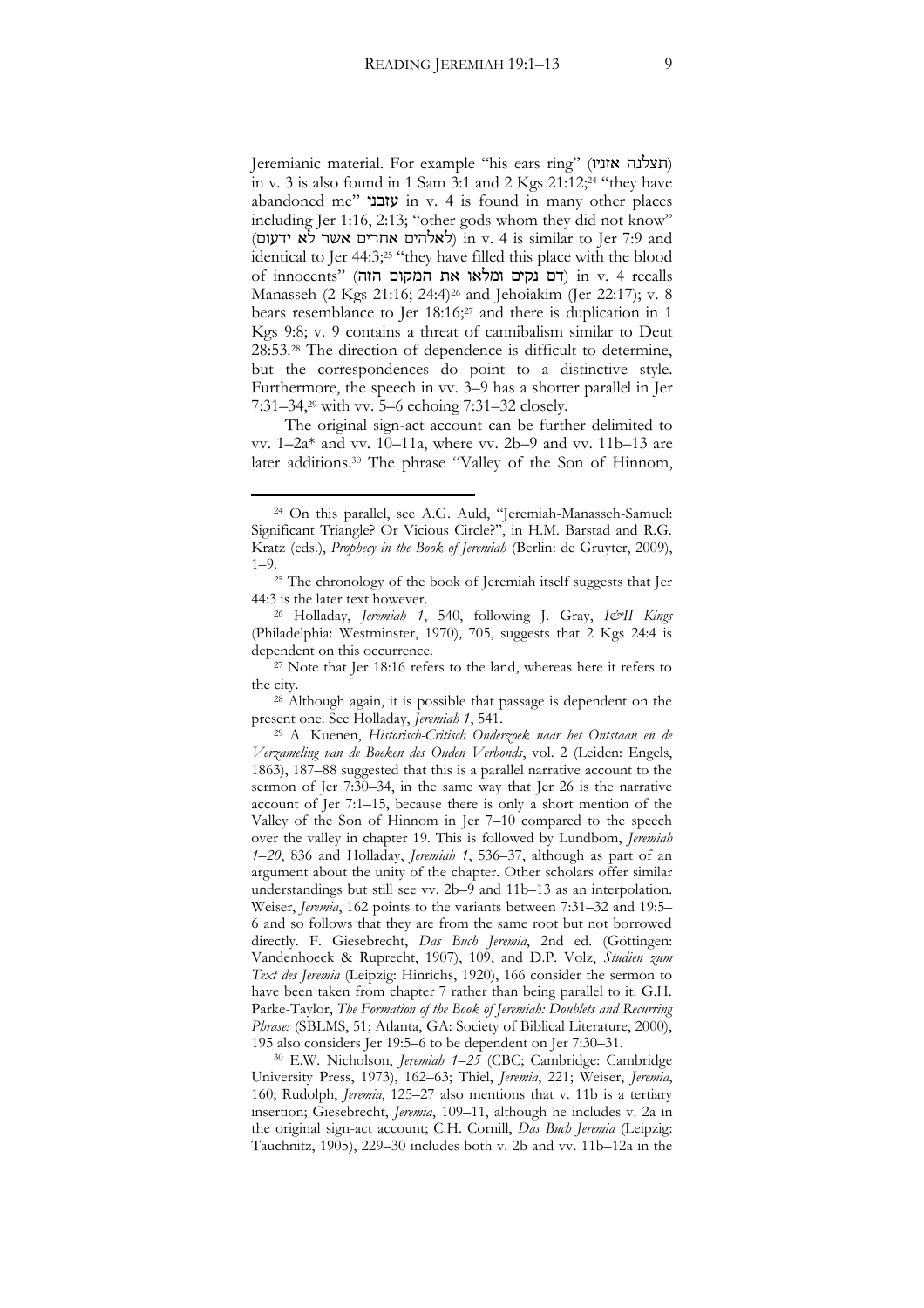Jeremianic material. For example "his ears ring" (תצלנה אזניו) in v. 3 is also found in 1 Sam 3:1 and 2 Kgs 21:12;[24] "they have abandoned me" עזבני in v. 4 is found in many other places including Jer 1:16, 2:13; "other gods whom they did not know" (לאלהים אחרים אשר לא ידעום) in v. 4 is similar to Jer 7:9 and identical to Jer 44:3;[25] "they have filled this place with the blood of innocents" (דם נקים ומלאו את המקום הזה) in v. 4 recalls Manasseh (2 Kgs 21:16; 24:4)[26] and Jehoiakim (Jer 22:17); v. 8 bears resemblance to Jer 18:16;[27] and there is duplication in 1 Kgs 9:8; v. 9 contains a threat of cannibalism similar to Deut 28:53.[28] The direction of dependence is difficult to determine, but the correspondences do point to a distinctive style. Furthermore, the speech in vv. 3–9 has a shorter parallel in Jer 7:31–34,[29] with vv. 5–6 echoing 7:31–32 closely.

The original sign-act account can be further delimited to vv. 1–2a* and vv. 10–11a, where vv. 2b–9 and vv. 11b–13 are later additions.[30] The phrase "Valley of the Son of Hinnom,

---

[24] On this parallel, see A.G. Auld, "Jeremiah-Manasseh-Samuel: Significant Triangle? Or Vicious Circle?", in H.M. Barstad and R.G. Kratz (eds.), *Prophecy in the Book of Jeremiah* (Berlin: de Gruyter, 2009), 1–9.

[25] The chronology of the book of Jeremiah itself suggests that Jer 44:3 is the later text however.

[26] Holladay, *Jeremiah 1*, 540, following J. Gray, *I&II Kings* (Philadelphia: Westminster, 1970), 705, suggests that 2 Kgs 24:4 is dependent on this occurrence.

[27] Note that Jer 18:16 refers to the land, whereas here it refers to the city.

[28] Although again, it is possible that passage is dependent on the present one. See Holladay, *Jeremiah 1*, 541.

[29] A. Kuenen, *Historisch-Critisch Onderzoek naar het Ontstaan en de Verzameling van de Boeken des Ouden Verbonds*, vol. 2 (Leiden: Engels, 1863), 187–88 suggested that this is a parallel narrative account to the sermon of Jer 7:30–34, in the same way that Jer 26 is the narrative account of Jer 7:1–15, because there is only a short mention of the Valley of the Son of Hinnom in Jer 7–10 compared to the speech over the valley in chapter 19. This is followed by Lundbom, *Jeremiah 1–20*, 836 and Holladay, *Jeremiah 1*, 536–37, although as part of an argument about the unity of the chapter. Other scholars offer similar understandings but still see vv. 2b–9 and 11b–13 as an interpolation. Weiser, *Jeremia*, 162 points to the variants between 7:31–32 and 19:5–6 and so follows that they are from the same root but not borrowed directly. F. Giesebrecht, *Das Buch Jeremia*, 2nd ed. (Göttingen: Vandenhoeck & Ruprecht, 1907), 109, and D.P. Volz, *Studien zum Text des Jeremia* (Leipzig: Hinrichs, 1920), 166 consider the sermon to have been taken from chapter 7 rather than being parallel to it. G.H. Parke-Taylor, *The Formation of the Book of Jeremiah: Doublets and Recurring Phrases* (SBLMS, 51; Atlanta, GA: Society of Biblical Literature, 2000), 195 also considers Jer 19:5–6 to be dependent on Jer 7:30–31.

[30] E.W. Nicholson, *Jeremiah 1–25* (CBC; Cambridge: Cambridge University Press, 1973), 162–63; Thiel, *Jeremia*, 221; Weiser, *Jeremia*, 160; Rudolph, *Jeremia*, 125–27 also mentions that v. 11b is a tertiary insertion; Giesebrecht, *Jeremia*, 109–11, although he includes v. 2a in the original sign-act account; C.H. Cornill, *Das Buch Jeremia* (Leipzig: Tauchnitz, 1905), 229–30 includes both v. 2b and vv. 11b–12a in the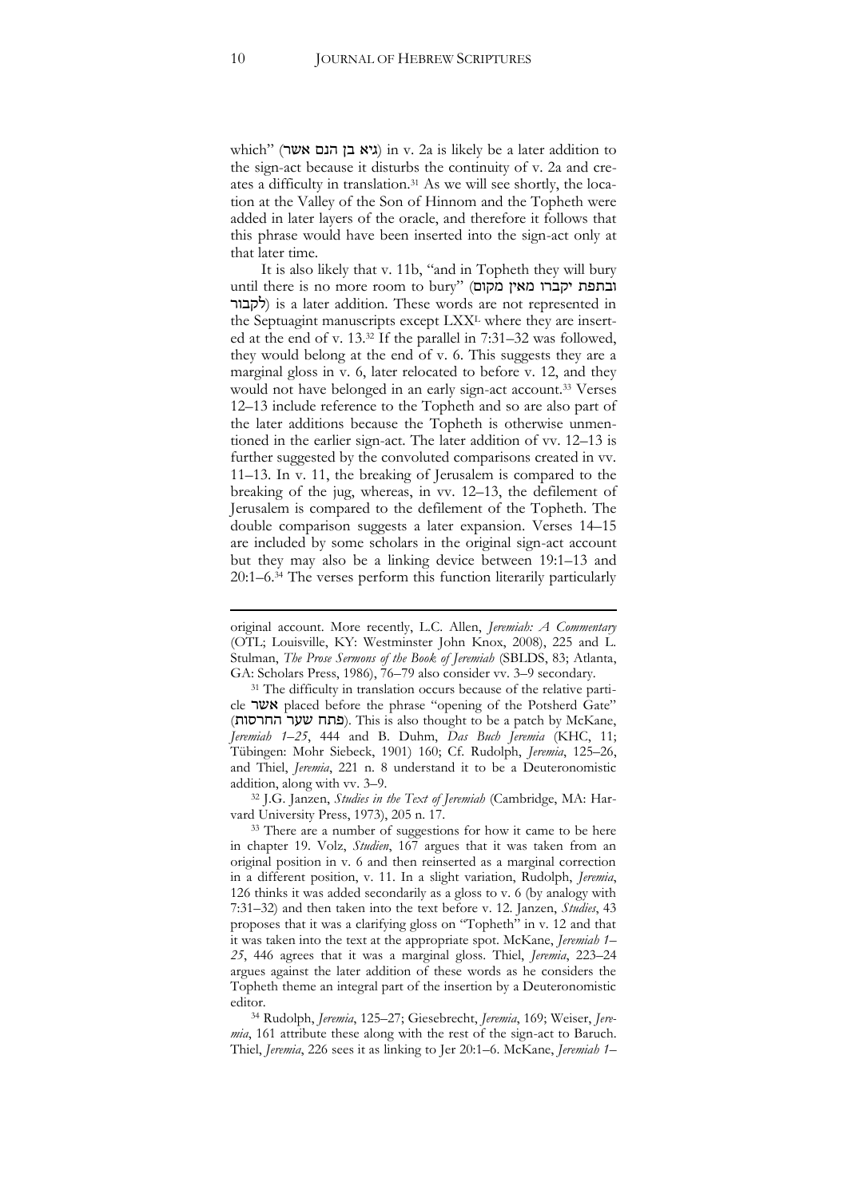which" (גיא בן הנם אשר) in v. 2a is likely be a later addition to the sign-act because it disturbs the continuity of v. 2a and creates a difficulty in translation.[31] As we will see shortly, the location at the Valley of the Son of Hinnom and the Topheth were added in later layers of the oracle, and therefore it follows that this phrase would have been inserted into the sign-act only at that later time.

It is also likely that v. 11b, "and in Topheth they will bury until there is no more room to bury" (ובתפת יקברו מאין מקום לקבור) is a later addition. These words are not represented in the Septuagint manuscripts except LXX$^{L}$ where they are inserted at the end of v. 13.[32] If the parallel in 7:31–32 was followed, they would belong at the end of v. 6. This suggests they are a marginal gloss in v. 6, later relocated to before v. 12, and they would not have belonged in an early sign-act account.[33] Verses 12–13 include reference to the Topheth and so are also part of the later additions because the Topheth is otherwise unmentioned in the earlier sign-act. The later addition of vv. 12–13 is further suggested by the convoluted comparisons created in vv. 11–13. In v. 11, the breaking of Jerusalem is compared to the breaking of the jug, whereas, in vv. 12–13, the defilement of Jerusalem is compared to the defilement of the Topheth. The double comparison suggests a later expansion. Verses 14–15 are included by some scholars in the original sign-act account but they may also be a linking device between 19:1–13 and 20:1–6.[34] The verses perform this function literarily particularly

---

original account. More recently, L.C. Allen, *Jeremiah: A Commentary* (OTL; Louisville, KY: Westminster John Knox, 2008), 225 and L. Stulman, *The Prose Sermons of the Book of Jeremiah* (SBLDS, 83; Atlanta, GA: Scholars Press, 1986), 76–79 also consider vv. 3–9 secondary.

[31] The difficulty in translation occurs because of the relative particle אשר placed before the phrase "opening of the Potsherd Gate" (פתח שער החרסות). This is also thought to be a patch by McKane, *Jeremiah 1–25*, 444 and B. Duhm, *Das Buch Jeremia* (KHC, 11; Tübingen: Mohr Siebeck, 1901) 160; Cf. Rudolph, *Jeremia*, 125–26, and Thiel, *Jeremia*, 221 n. 8 understand it to be a Deuteronomistic addition, along with vv. 3–9.

[32] J.G. Janzen, *Studies in the Text of Jeremiah* (Cambridge, MA: Harvard University Press, 1973), 205 n. 17.

[33] There are a number of suggestions for how it came to be here in chapter 19. Volz, *Studien*, 167 argues that it was taken from an original position in v. 6 and then reinserted as a marginal correction in a different position, v. 11. In a slight variation, Rudolph, *Jeremia*, 126 thinks it was added secondarily as a gloss to v. 6 (by analogy with 7:31–32) and then taken into the text before v. 12. Janzen, *Studies*, 43 proposes that it was a clarifying gloss on "Topheth" in v. 12 and that it was taken into the text at the appropriate spot. McKane, *Jeremiah 1–25*, 446 agrees that it was a marginal gloss. Thiel, *Jeremia*, 223–24 argues against the later addition of these words as he considers the Topheth theme an integral part of the insertion by a Deuteronomistic editor.

[34] Rudolph, *Jeremia*, 125–27; Giesebrecht, *Jeremia*, 169; Weiser, *Jeremia*, 161 attribute these along with the rest of the sign-act to Baruch. Thiel, *Jeremia*, 226 sees it as linking to Jer 20:1–6. McKane, *Jeremiah 1–*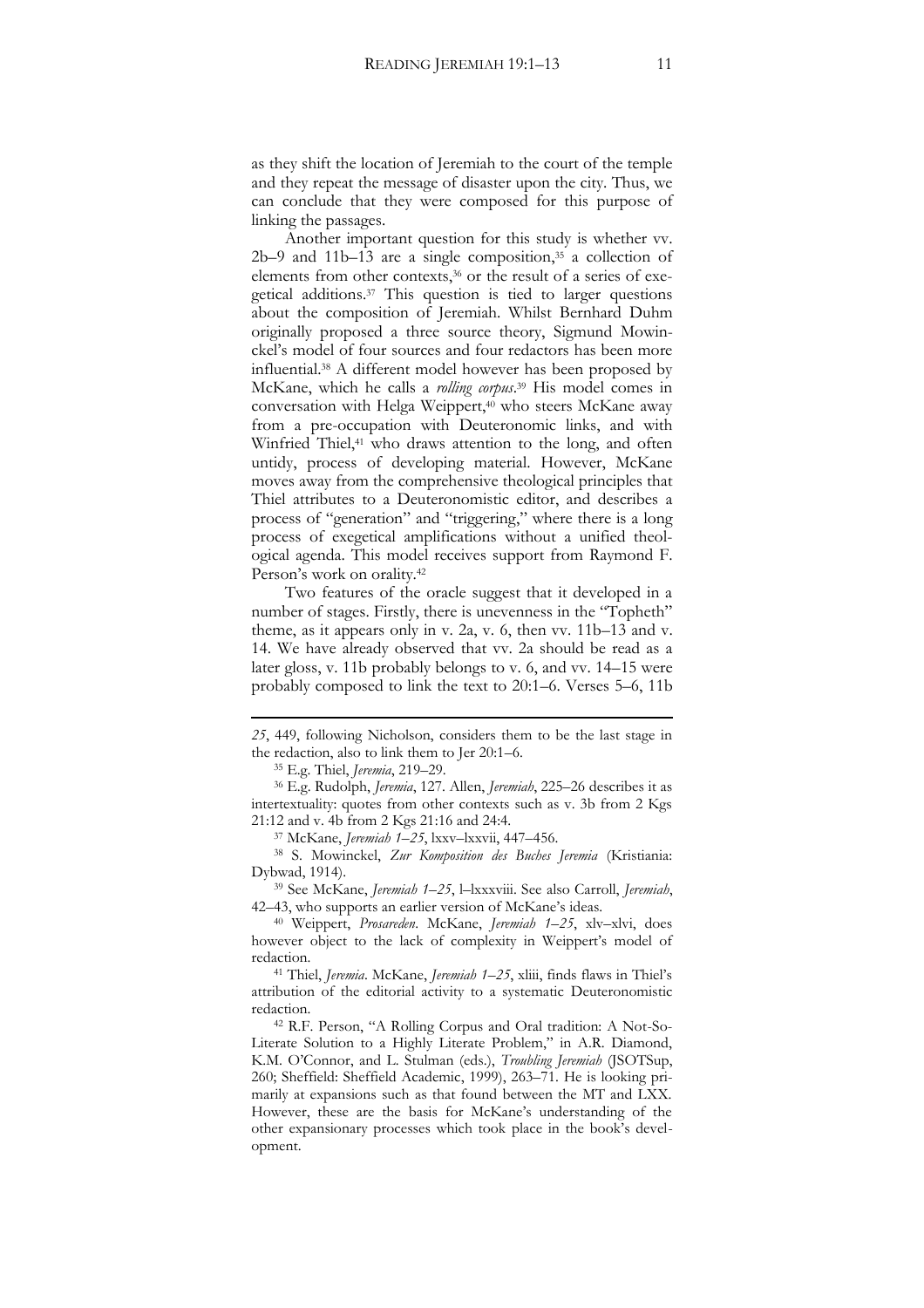as they shift the location of Jeremiah to the court of the temple and they repeat the message of disaster upon the city. Thus, we can conclude that they were composed for this purpose of linking the passages.

Another important question for this study is whether vv. 2b–9 and 11b–13 are a single composition,[35] a collection of elements from other contexts,[36] or the result of a series of exegetical additions.[37] This question is tied to larger questions about the composition of Jeremiah. Whilst Bernhard Duhm originally proposed a three source theory, Sigmund Mowinckel's model of four sources and four redactors has been more influential.[38] A different model however has been proposed by McKane, which he calls a *rolling corpus*.[39] His model comes in conversation with Helga Weippert,[40] who steers McKane away from a pre-occupation with Deuteronomic links, and with Winfried Thiel,[41] who draws attention to the long, and often untidy, process of developing material. However, McKane moves away from the comprehensive theological principles that Thiel attributes to a Deuteronomistic editor, and describes a process of "generation" and "triggering," where there is a long process of exegetical amplifications without a unified theological agenda. This model receives support from Raymond F. Person's work on orality.[42]

Two features of the oracle suggest that it developed in a number of stages. Firstly, there is unevenness in the "Topheth" theme, as it appears only in v. 2a, v. 6, then vv. 11b–13 and v. 14. We have already observed that vv. 2a should be read as a later gloss, v. 11b probably belongs to v. 6, and vv. 14–15 were probably composed to link the text to 20:1–6. Verses 5–6, 11b

---

*25*, 449, following Nicholson, considers them to be the last stage in the redaction, also to link them to Jer 20:1–6.

[35] E.g. Thiel, *Jeremia*, 219–29.

[36] E.g. Rudolph, *Jeremia*, 127. Allen, *Jeremiah*, 225–26 describes it as intertextuality: quotes from other contexts such as v. 3b from 2 Kgs 21:12 and v. 4b from 2 Kgs 21:16 and 24:4.

[37] McKane, *Jeremiah 1–25*, lxxv–lxxvii, 447–456.

[38] S. Mowinckel, *Zur Komposition des Buches Jeremia* (Kristiania: Dybwad, 1914).

[39] See McKane, *Jeremiah 1–25*, l–lxxxviii. See also Carroll, *Jeremiah*, 42–43, who supports an earlier version of McKane's ideas.

[40] Weippert, *Prosareden*. McKane, *Jeremiah 1–25*, xlv–xlvi, does however object to the lack of complexity in Weippert's model of redaction.

[41] Thiel, *Jeremia*. McKane, *Jeremiah 1–25*, xliii, finds flaws in Thiel's attribution of the editorial activity to a systematic Deuteronomistic redaction.

[42] R.F. Person, "A Rolling Corpus and Oral tradition: A Not-So-Literate Solution to a Highly Literate Problem," in A.R. Diamond, K.M. O'Connor, and L. Stulman (eds.), *Troubling Jeremiah* (JSOTSup, 260; Sheffield: Sheffield Academic, 1999), 263–71. He is looking primarily at expansions such as that found between the MT and LXX. However, these are the basis for McKane's understanding of the other expansionary processes which took place in the book's development.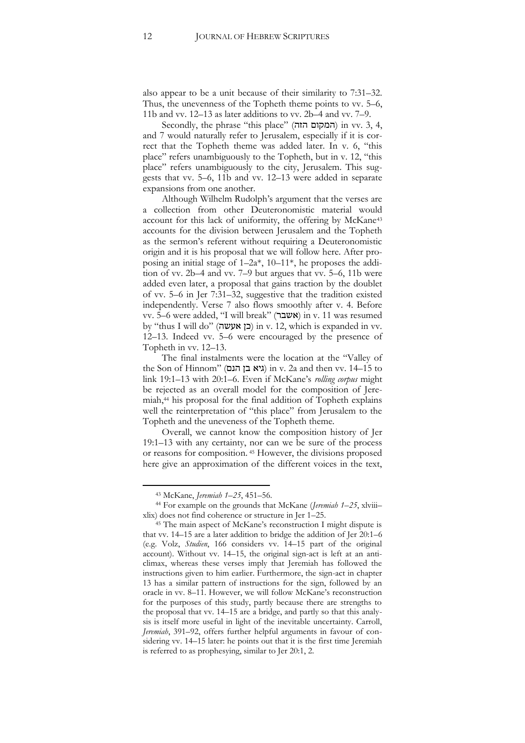also appear to be a unit because of their similarity to 7:31–32. Thus, the unevenness of the Topheth theme points to vv. 5–6, 11b and vv. 12–13 as later additions to vv. 2b–4 and vv. 7–9.

Secondly, the phrase "this place" (המקום הזה) in vv. 3, 4, and 7 would naturally refer to Jerusalem, especially if it is correct that the Topheth theme was added later. In v. 6, "this place" refers unambiguously to the Topheth, but in v. 12, "this place" refers unambiguously to the city, Jerusalem. This suggests that vv. 5–6, 11b and vv. 12–13 were added in separate expansions from one another.

Although Wilhelm Rudolph's argument that the verses are a collection from other Deuteronomistic material would account for this lack of uniformity, the offering by McKane[43] accounts for the division between Jerusalem and the Topheth as the sermon's referent without requiring a Deuteronomistic origin and it is his proposal that we will follow here. After proposing an initial stage of 1–2a*, 10–11*, he proposes the addition of vv. 2b–4 and vv. 7–9 but argues that vv. 5–6, 11b were added even later, a proposal that gains traction by the doublet of vv. 5–6 in Jer 7:31–32, suggestive that the tradition existed independently. Verse 7 also flows smoothly after v. 4. Before vv. 5–6 were added, "I will break" (אשבר) in v. 11 was resumed by "thus I will do" (כן אעשה) in v. 12, which is expanded in vv. 12–13. Indeed vv. 5–6 were encouraged by the presence of Topheth in vv. 12–13.

The final instalments were the location at the "Valley of the Son of Hinnom" (גיא בן הנם) in v. 2a and then vv. 14–15 to link 19:1–13 with 20:1–6. Even if McKane's *rolling corpus* might be rejected as an overall model for the composition of Jeremiah,[44] his proposal for the final addition of Topheth explains well the reinterpretation of "this place" from Jerusalem to the Topheth and the uneveness of the Topheth theme.

Overall, we cannot know the composition history of Jer 19:1–13 with any certainty, nor can we be sure of the process or reasons for composition.[45] However, the divisions proposed here give an approximation of the different voices in the text,

---

[43] McKane, *Jeremiah 1–25*, 451–56.

[44] For example on the grounds that McKane (*Jeremiah 1–25*, xlviii–xlix) does not find coherence or structure in Jer 1–25.

[45] The main aspect of McKane's reconstruction I might dispute is that vv. 14–15 are a later addition to bridge the addition of Jer 20:1–6 (e.g. Volz, *Studien*, 166 considers vv. 14–15 part of the original account). Without vv. 14–15, the original sign-act is left at an anti-climax, whereas these verses imply that Jeremiah has followed the instructions given to him earlier. Furthermore, the sign-act in chapter 13 has a similar pattern of instructions for the sign, followed by an oracle in vv. 8–11. However, we will follow McKane's reconstruction for the purposes of this study, partly because there are strengths to the proposal that vv. 14–15 are a bridge, and partly so that this analysis is itself more useful in light of the inevitable uncertainty. Carroll, *Jeremiah*, 391–92, offers further helpful arguments in favour of considering vv. 14–15 later: he points out that it is the first time Jeremiah is referred to as prophesying, similar to Jer 20:1, 2.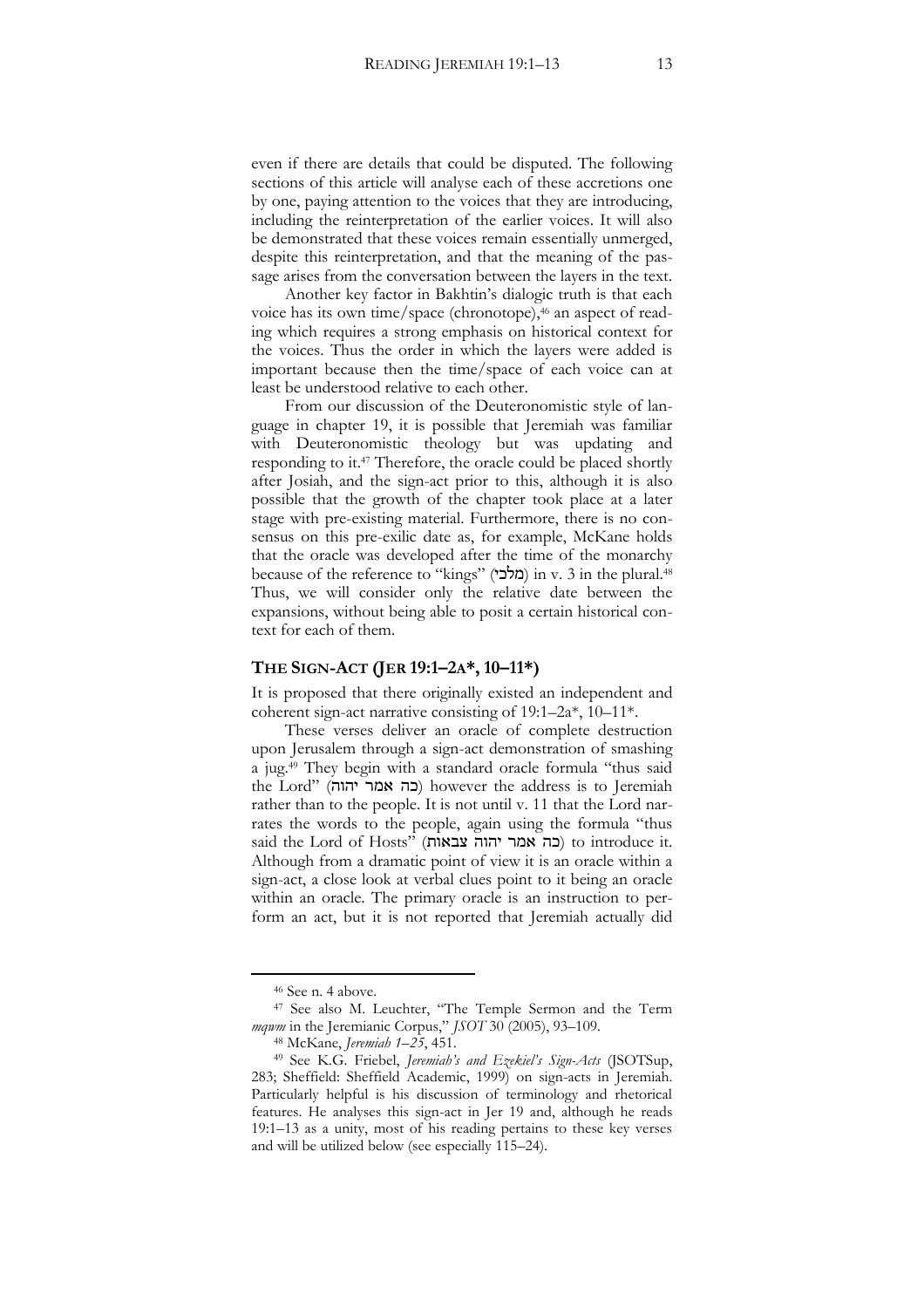even if there are details that could be disputed. The following sections of this article will analyse each of these accretions one by one, paying attention to the voices that they are introducing, including the reinterpretation of the earlier voices. It will also be demonstrated that these voices remain essentially unmerged, despite this reinterpretation, and that the meaning of the passage arises from the conversation between the layers in the text.

Another key factor in Bakhtin's dialogic truth is that each voice has its own time/space (chronotope),[46] an aspect of reading which requires a strong emphasis on historical context for the voices. Thus the order in which the layers were added is important because then the time/space of each voice can at least be understood relative to each other.

From our discussion of the Deuteronomistic style of language in chapter 19, it is possible that Jeremiah was familiar with Deuteronomistic theology but was updating and responding to it.[47] Therefore, the oracle could be placed shortly after Josiah, and the sign-act prior to this, although it is also possible that the growth of the chapter took place at a later stage with pre-existing material. Furthermore, there is no consensus on this pre-exilic date as, for example, McKane holds that the oracle was developed after the time of the monarchy because of the reference to "kings" (מלכי) in v. 3 in the plural.[48] Thus, we will consider only the relative date between the expansions, without being able to posit a certain historical context for each of them.

## THE SIGN-ACT (JER 19:1–2A*, 10–11*)

It is proposed that there originally existed an independent and coherent sign-act narrative consisting of 19:1–2a*, 10–11*.

These verses deliver an oracle of complete destruction upon Jerusalem through a sign-act demonstration of smashing a jug.[49] They begin with a standard oracle formula "thus said the Lord" (כה אמר יהוה) however the address is to Jeremiah rather than to the people. It is not until v. 11 that the Lord narrates the words to the people, again using the formula "thus said the Lord of Hosts" (כה אמר יהוה צבאות) to introduce it. Although from a dramatic point of view it is an oracle within a sign-act, a close look at verbal clues point to it being an oracle within an oracle. The primary oracle is an instruction to perform an act, but it is not reported that Jeremiah actually did

---

[46] See n. 4 above.

[47] See also M. Leuchter, "The Temple Sermon and the Term *mqwm* in the Jeremianic Corpus," *JSOT* 30 (2005), 93–109.

[48] McKane, *Jeremiah 1–25*, 451.

[49] See K.G. Friebel, *Jeremiah's and Ezekiel's Sign-Acts* (JSOTSup, 283; Sheffield: Sheffield Academic, 1999) on sign-acts in Jeremiah. Particularly helpful is his discussion of terminology and rhetorical features. He analyses this sign-act in Jer 19 and, although he reads 19:1–13 as a unity, most of his reading pertains to these key verses and will be utilized below (see especially 115–24).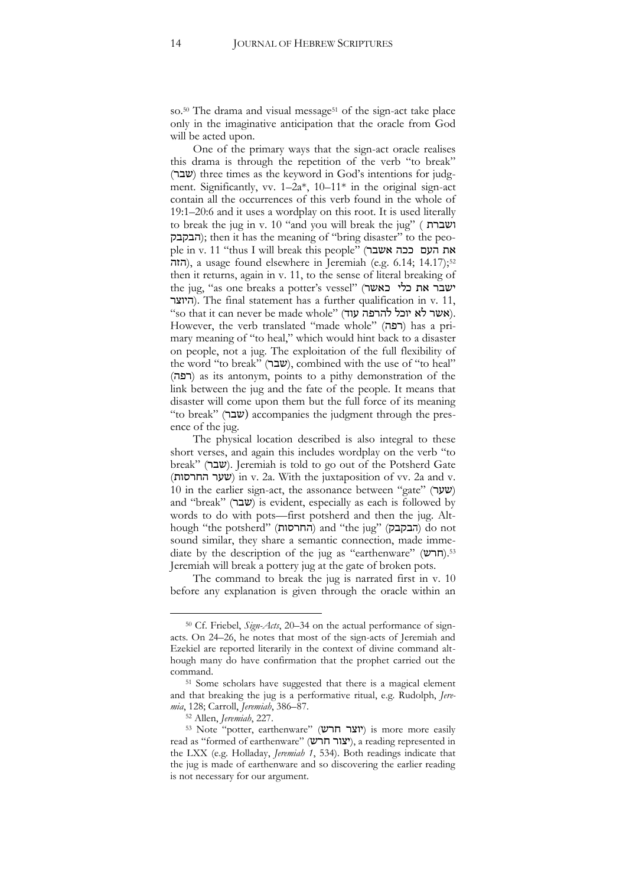so.[50] The drama and visual message[51] of the sign-act take place only in the imaginative anticipation that the oracle from God will be acted upon.

One of the primary ways that the sign-act oracle realises this drama is through the repetition of the verb "to break" (שבר) three times as the keyword in God's intentions for judgment. Significantly, vv. 1–2a*, 10–11* in the original sign-act contain all the occurrences of this verb found in the whole of 19:1–20:6 and it uses a wordplay on this root. It is used literally to break the jug in v. 10 "and you will break the jug" (ושברת הבקבק); then it has the meaning of "bring disaster" to the people in v. 11 "thus I will break this people" (ככה אשבר את העם הזה), a usage found elsewhere in Jeremiah (e.g. 6.14; 14.17);[52] then it returns, again in v. 11, to the sense of literal breaking of the jug, "as one breaks a potter's vessel" (כאשר ישבר את כלי היוצר). The final statement has a further qualification in v. 11, "so that it can never be made whole" (אשר לא יוכל להרפה עוד). However, the verb translated "made whole" (רפה) has a primary meaning of "to heal," which would hint back to a disaster on people, not a jug. The exploitation of the full flexibility of the word "to break" (שבר), combined with the use of "to heal" (רפה) as its antonym, points to a pithy demonstration of the link between the jug and the fate of the people. It means that disaster will come upon them but the full force of its meaning "to break" (שבר) accompanies the judgment through the presence of the jug.

The physical location described is also integral to these short verses, and again this includes wordplay on the verb "to break" (שבר). Jeremiah is told to go out of the Potsherd Gate (שער החרסות) in v. 2a. With the juxtaposition of vv. 2a and v. 10 in the earlier sign-act, the assonance between "gate" (שער) and "break" (שבר) is evident, especially as each is followed by words to do with pots—first potsherd and then the jug. Although "the potsherd" (החרסות) and "the jug" (הבקבק) do not sound similar, they share a semantic connection, made immediate by the description of the jug as "earthenware" (חרש).[53] Jeremiah will break a pottery jug at the gate of broken pots.

The command to break the jug is narrated first in v. 10 before any explanation is given through the oracle within an

---

[50] Cf. Friebel, *Sign-Acts*, 20–34 on the actual performance of sign-acts. On 24–26, he notes that most of the sign-acts of Jeremiah and Ezekiel are reported literarily in the context of divine command although many do have confirmation that the prophet carried out the command.

[51] Some scholars have suggested that there is a magical element and that breaking the jug is a performative ritual, e.g. Rudolph, *Jeremia*, 128; Carroll, *Jeremiah*, 386–87.

[52] Allen, *Jeremiah*, 227.

[53] Note "potter, earthenware" (יוצר חרש) is more more easily read as "formed of earthenware" (יצור חרש), a reading represented in the LXX (e.g. Holladay, *Jeremiah 1*, 534). Both readings indicate that the jug is made of earthenware and so discovering the earlier reading is not necessary for our argument.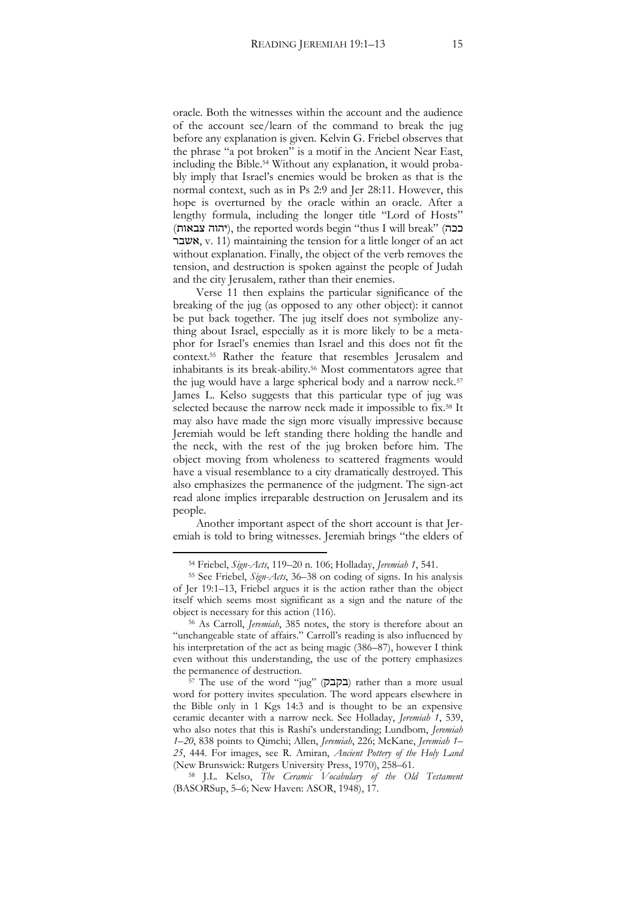oracle. Both the witnesses within the account and the audience of the account see/learn of the command to break the jug before any explanation is given. Kelvin G. Friebel observes that the phrase "a pot broken" is a motif in the Ancient Near East, including the Bible.[54] Without any explanation, it would probably imply that Israel's enemies would be broken as that is the normal context, such as in Ps 2:9 and Jer 28:11. However, this hope is overturned by the oracle within an oracle. After a lengthy formula, including the longer title "Lord of Hosts" (יהוה צבאות), the reported words begin "thus I will break" (ככה אשבר, v. 11) maintaining the tension for a little longer of an act without explanation. Finally, the object of the verb removes the tension, and destruction is spoken against the people of Judah and the city Jerusalem, rather than their enemies.

Verse 11 then explains the particular significance of the breaking of the jug (as opposed to any other object): it cannot be put back together. The jug itself does not symbolize anything about Israel, especially as it is more likely to be a metaphor for Israel's enemies than Israel and this does not fit the context.[55] Rather the feature that resembles Jerusalem and inhabitants is its break-ability.[56] Most commentators agree that the jug would have a large spherical body and a narrow neck.[57] James L. Kelso suggests that this particular type of jug was selected because the narrow neck made it impossible to fix.[58] It may also have made the sign more visually impressive because Jeremiah would be left standing there holding the handle and the neck, with the rest of the jug broken before him. The object moving from wholeness to scattered fragments would have a visual resemblance to a city dramatically destroyed. This also emphasizes the permanence of the judgment. The sign-act read alone implies irreparable destruction on Jerusalem and its people.

Another important aspect of the short account is that Jeremiah is told to bring witnesses. Jeremiah brings "the elders of

---

[54] Friebel, *Sign-Acts*, 119–20 n. 106; Holladay, *Jeremiah 1*, 541.

[55] See Friebel, *Sign-Acts*, 36–38 on coding of signs. In his analysis of Jer 19:1–13, Friebel argues it is the action rather than the object itself which seems most significant as a sign and the nature of the object is necessary for this action (116).

[56] As Carroll, *Jeremiah*, 385 notes, the story is therefore about an "unchangeable state of affairs." Carroll's reading is also influenced by his interpretation of the act as being magic (386–87), however I think even without this understanding, the use of the pottery emphasizes the permanence of destruction.

[57] The use of the word "jug" (בקבק) rather than a more usual word for pottery invites speculation. The word appears elsewhere in the Bible only in 1 Kgs 14:3 and is thought to be an expensive ceramic decanter with a narrow neck. See Holladay, *Jeremiah 1*, 539, who also notes that this is Rashi's understanding; Lundbom, *Jeremiah 1–20*, 838 points to Qimchi; Allen, *Jeremiah*, 226; McKane, *Jeremiah 1–25*, 444. For images, see R. Amiran, *Ancient Pottery of the Holy Land* (New Brunswick: Rutgers University Press, 1970), 258–61.

[58] J.L. Kelso, *The Ceramic Vocabulary of the Old Testament* (BASORSup, 5–6; New Haven: ASOR, 1948), 17.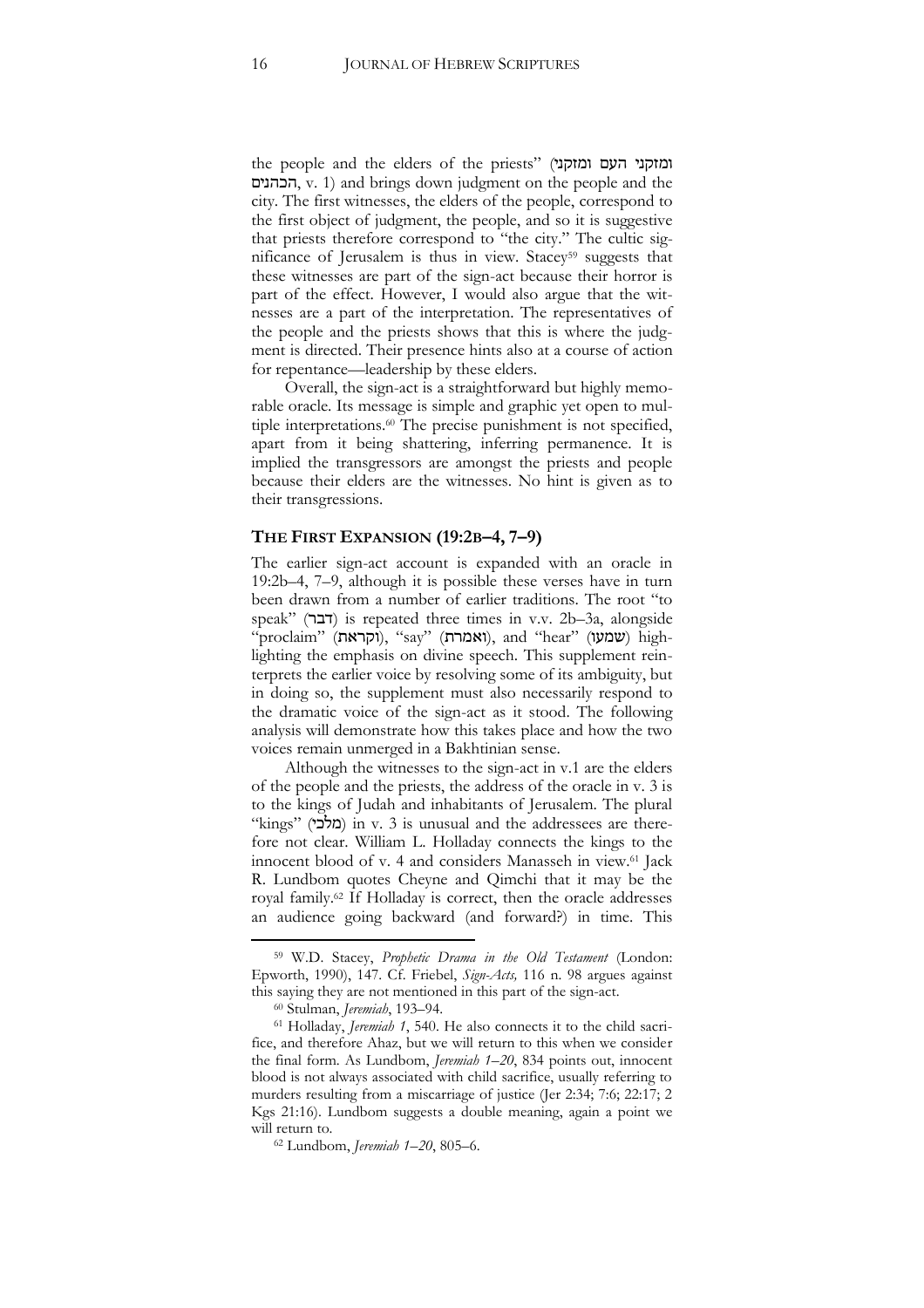the people and the elders of the priests" (ומזקני העם ומזקני הכהנים, v. 1) and brings down judgment on the people and the city. The first witnesses, the elders of the people, correspond to the first object of judgment, the people, and so it is suggestive that priests therefore correspond to "the city." The cultic significance of Jerusalem is thus in view. Stacey[59] suggests that these witnesses are part of the sign-act because their horror is part of the effect. However, I would also argue that the witnesses are a part of the interpretation. The representatives of the people and the priests shows that this is where the judgment is directed. Their presence hints also at a course of action for repentance—leadership by these elders.

Overall, the sign-act is a straightforward but highly memorable oracle. Its message is simple and graphic yet open to multiple interpretations.[60] The precise punishment is not specified, apart from it being shattering, inferring permanence. It is implied the transgressors are amongst the priests and people because their elders are the witnesses. No hint is given as to their transgressions.

## THE FIRST EXPANSION (19:2B–4, 7–9)

The earlier sign-act account is expanded with an oracle in 19:2b–4, 7–9, although it is possible these verses have in turn been drawn from a number of earlier traditions. The root "to speak" (דבר) is repeated three times in v.v. 2b–3a, alongside "proclaim" (וקראת), "say" (ואמרת), and "hear" (שמעו) highlighting the emphasis on divine speech. This supplement reinterprets the earlier voice by resolving some of its ambiguity, but in doing so, the supplement must also necessarily respond to the dramatic voice of the sign-act as it stood. The following analysis will demonstrate how this takes place and how the two voices remain unmerged in a Bakhtinian sense.

Although the witnesses to the sign-act in v.1 are the elders of the people and the priests, the address of the oracle in v. 3 is to the kings of Judah and inhabitants of Jerusalem. The plural "kings" (מלכי) in v. 3 is unusual and the addressees are therefore not clear. William L. Holladay connects the kings to the innocent blood of v. 4 and considers Manasseh in view.[61] Jack R. Lundbom quotes Cheyne and Qimchi that it may be the royal family.[62] If Holladay is correct, then the oracle addresses an audience going backward (and forward?) in time. This

---

[59] W.D. Stacey, *Prophetic Drama in the Old Testament* (London: Epworth, 1990), 147. Cf. Friebel, *Sign-Acts,* 116 n. 98 argues against this saying they are not mentioned in this part of the sign-act.

[60] Stulman, *Jeremiah*, 193–94.

[61] Holladay, *Jeremiah 1*, 540. He also connects it to the child sacrifice, and therefore Ahaz, but we will return to this when we consider the final form. As Lundbom, *Jeremiah 1–20*, 834 points out, innocent blood is not always associated with child sacrifice, usually referring to murders resulting from a miscarriage of justice (Jer 2:34; 7:6; 22:17; 2 Kgs 21:16). Lundbom suggests a double meaning, again a point we will return to.

[62] Lundbom, *Jeremiah 1–20*, 805–6.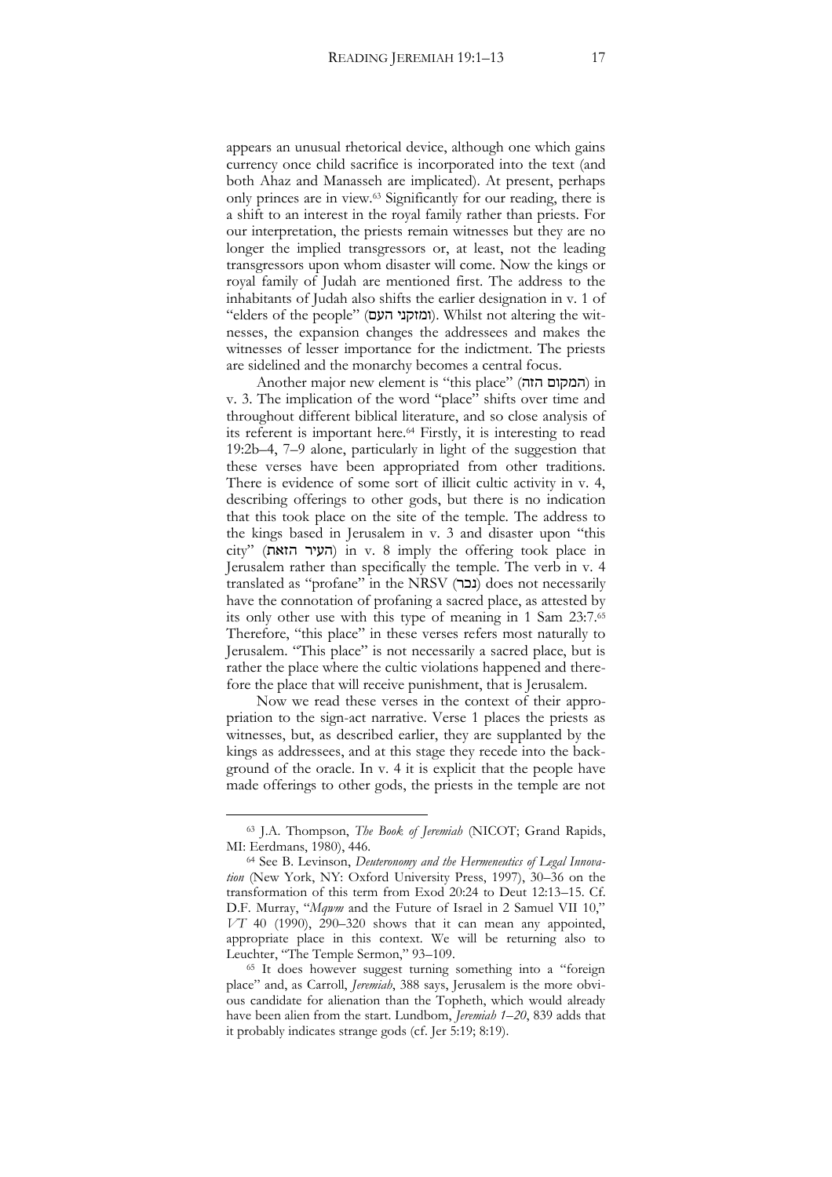appears an unusual rhetorical device, although one which gains currency once child sacrifice is incorporated into the text (and both Ahaz and Manasseh are implicated). At present, perhaps only princes are in view.[63] Significantly for our reading, there is a shift to an interest in the royal family rather than priests. For our interpretation, the priests remain witnesses but they are no longer the implied transgressors or, at least, not the leading transgressors upon whom disaster will come. Now the kings or royal family of Judah are mentioned first. The address to the inhabitants of Judah also shifts the earlier designation in v. 1 of "elders of the people" (ומזקני העם). Whilst not altering the witnesses, the expansion changes the addressees and makes the witnesses of lesser importance for the indictment. The priests are sidelined and the monarchy becomes a central focus.

Another major new element is "this place" (המקום הזה) in v. 3. The implication of the word "place" shifts over time and throughout different biblical literature, and so close analysis of its referent is important here.[64] Firstly, it is interesting to read 19:2b–4, 7–9 alone, particularly in light of the suggestion that these verses have been appropriated from other traditions. There is evidence of some sort of illicit cultic activity in v. 4, describing offerings to other gods, but there is no indication that this took place on the site of the temple. The address to the kings based in Jerusalem in v. 3 and disaster upon "this city" (העיר הזאת) in v. 8 imply the offering took place in Jerusalem rather than specifically the temple. The verb in v. 4 translated as "profane" in the NRSV (נכר) does not necessarily have the connotation of profaning a sacred place, as attested by its only other use with this type of meaning in 1 Sam 23:7.[65] Therefore, "this place" in these verses refers most naturally to Jerusalem. "This place" is not necessarily a sacred place, but is rather the place where the cultic violations happened and therefore the place that will receive punishment, that is Jerusalem.

Now we read these verses in the context of their appropriation to the sign-act narrative. Verse 1 places the priests as witnesses, but, as described earlier, they are supplanted by the kings as addressees, and at this stage they recede into the background of the oracle. In v. 4 it is explicit that the people have made offerings to other gods, the priests in the temple are not

---

[63] J.A. Thompson, *The Book of Jeremiah* (NICOT; Grand Rapids, MI: Eerdmans, 1980), 446.

[64] See B. Levinson, *Deuteronomy and the Hermeneutics of Legal Innovation* (New York, NY: Oxford University Press, 1997), 30–36 on the transformation of this term from Exod 20:24 to Deut 12:13–15. Cf. D.F. Murray, "*Mqwm* and the Future of Israel in 2 Samuel VII 10," *VT* 40 (1990), 290–320 shows that it can mean any appointed, appropriate place in this context. We will be returning also to Leuchter, "The Temple Sermon," 93–109.

[65] It does however suggest turning something into a "foreign place" and, as Carroll, *Jeremiah*, 388 says, Jerusalem is the more obvious candidate for alienation than the Topheth, which would already have been alien from the start. Lundbom, *Jeremiah 1–20*, 839 adds that it probably indicates strange gods (cf. Jer 5:19; 8:19).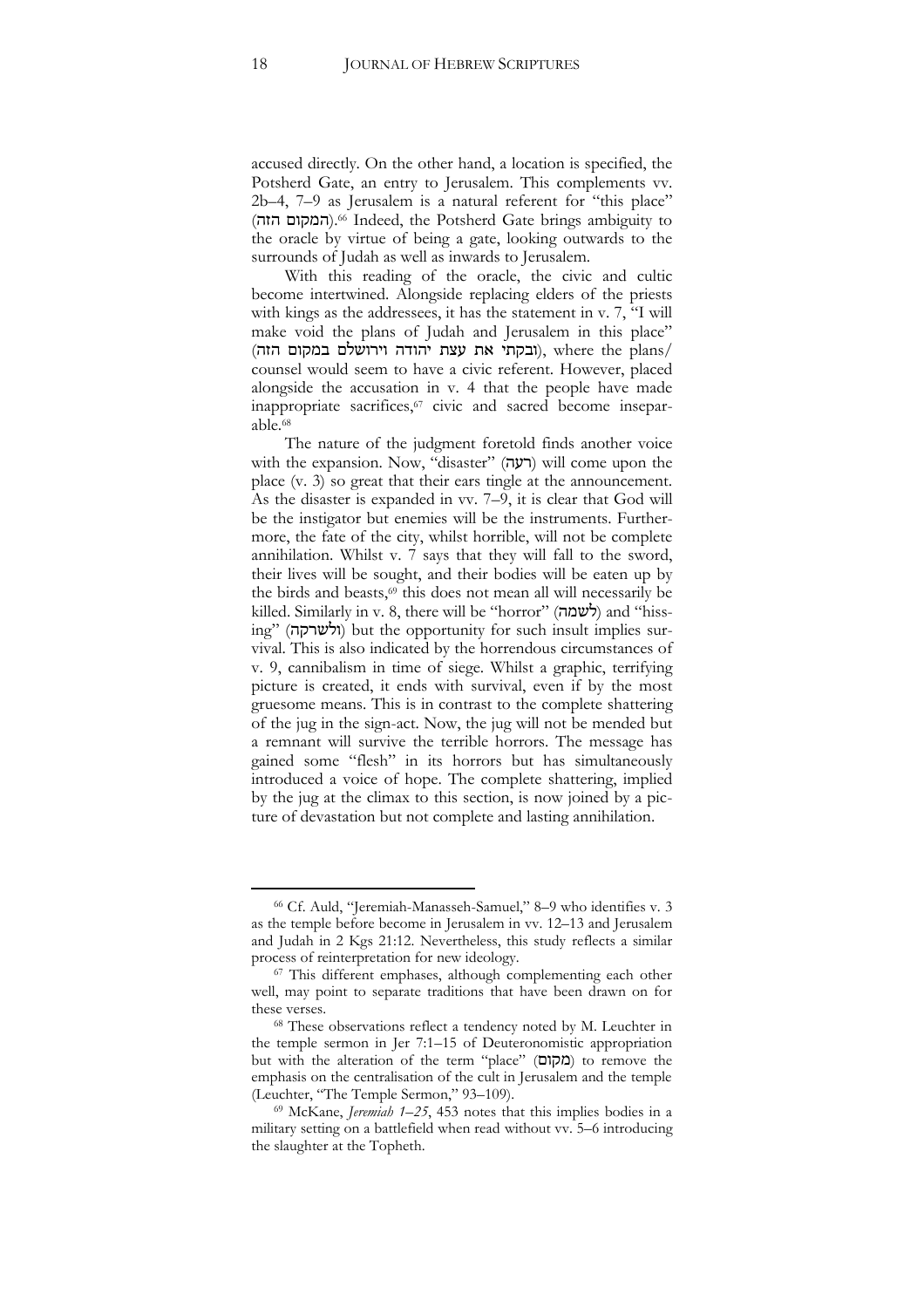accused directly. On the other hand, a location is specified, the Potsherd Gate, an entry to Jerusalem. This complements vv. 2b–4, 7–9 as Jerusalem is a natural referent for "this place" (המקום הזה).[66] Indeed, the Potsherd Gate brings ambiguity to the oracle by virtue of being a gate, looking outwards to the surrounds of Judah as well as inwards to Jerusalem.

With this reading of the oracle, the civic and cultic become intertwined. Alongside replacing elders of the priests with kings as the addressees, it has the statement in v. 7, "I will make void the plans of Judah and Jerusalem in this place" (ובקתי את עצת יהודה וירושלם במקום הזה), where the plans/counsel would seem to have a civic referent. However, placed alongside the accusation in v. 4 that the people have made inappropriate sacrifices,[67] civic and sacred become inseparable.[68]

The nature of the judgment foretold finds another voice with the expansion. Now, "disaster" (רעה) will come upon the place (v. 3) so great that their ears tingle at the announcement. As the disaster is expanded in vv. 7–9, it is clear that God will be the instigator but enemies will be the instruments. Furthermore, the fate of the city, whilst horrible, will not be complete annihilation. Whilst v. 7 says that they will fall to the sword, their lives will be sought, and their bodies will be eaten up by the birds and beasts,[69] this does not mean all will necessarily be killed. Similarly in v. 8, there will be "horror" (לשמה) and "hissing" (ולשרקה) but the opportunity for such insult implies survival. This is also indicated by the horrendous circumstances of v. 9, cannibalism in time of siege. Whilst a graphic, terrifying picture is created, it ends with survival, even if by the most gruesome means. This is in contrast to the complete shattering of the jug in the sign-act. Now, the jug will not be mended but a remnant will survive the terrible horrors. The message has gained some "flesh" in its horrors but has simultaneously introduced a voice of hope. The complete shattering, implied by the jug at the climax to this section, is now joined by a picture of devastation but not complete and lasting annihilation.

---

[66] Cf. Auld, "Jeremiah-Manasseh-Samuel," 8–9 who identifies v. 3 as the temple before become in Jerusalem in vv. 12–13 and Jerusalem and Judah in 2 Kgs 21:12. Nevertheless, this study reflects a similar process of reinterpretation for new ideology.

[67] This different emphases, although complementing each other well, may point to separate traditions that have been drawn on for these verses.

[68] These observations reflect a tendency noted by M. Leuchter in the temple sermon in Jer 7:1–15 of Deuteronomistic appropriation but with the alteration of the term "place" (מקום) to remove the emphasis on the centralisation of the cult in Jerusalem and the temple (Leuchter, "The Temple Sermon," 93–109).

[69] McKane, *Jeremiah 1–25*, 453 notes that this implies bodies in a military setting on a battlefield when read without vv. 5–6 introducing the slaughter at the Topheth.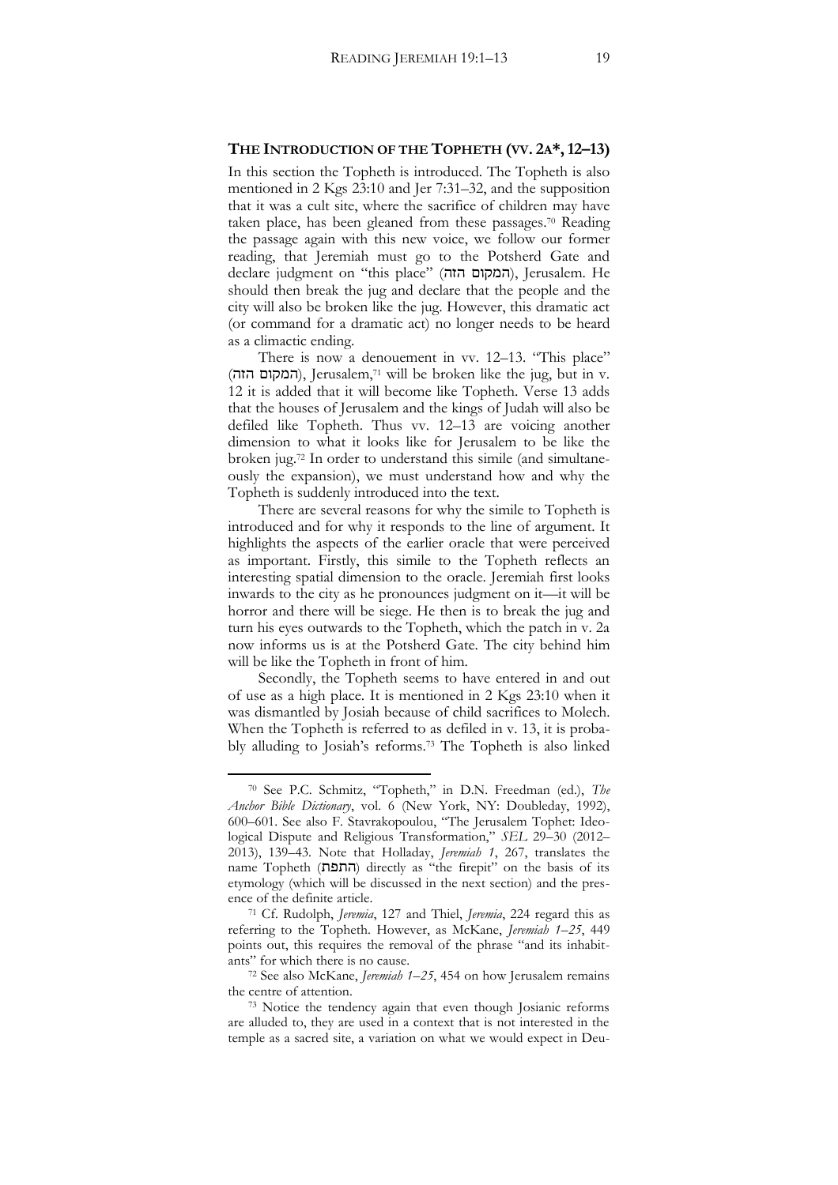## THE INTRODUCTION OF THE TOPHETH (VV. 2A*, 12–13)

In this section the Topheth is introduced. The Topheth is also mentioned in 2 Kgs 23:10 and Jer 7:31–32, and the supposition that it was a cult site, where the sacrifice of children may have taken place, has been gleaned from these passages.[70] Reading the passage again with this new voice, we follow our former reading, that Jeremiah must go to the Potsherd Gate and declare judgment on "this place" (המקום הזה), Jerusalem. He should then break the jug and declare that the people and the city will also be broken like the jug. However, this dramatic act (or command for a dramatic act) no longer needs to be heard as a climactic ending.

There is now a denouement in vv. 12–13. "This place" (המקום הזה), Jerusalem,[71] will be broken like the jug, but in v. 12 it is added that it will become like Topheth. Verse 13 adds that the houses of Jerusalem and the kings of Judah will also be defiled like Topheth. Thus vv. 12–13 are voicing another dimension to what it looks like for Jerusalem to be like the broken jug.[72] In order to understand this simile (and simultaneously the expansion), we must understand how and why the Topheth is suddenly introduced into the text.

There are several reasons for why the simile to Topheth is introduced and for why it responds to the line of argument. It highlights the aspects of the earlier oracle that were perceived as important. Firstly, this simile to the Topheth reflects an interesting spatial dimension to the oracle. Jeremiah first looks inwards to the city as he pronounces judgment on it—it will be horror and there will be siege. He then is to break the jug and turn his eyes outwards to the Topheth, which the patch in v. 2a now informs us is at the Potsherd Gate. The city behind him will be like the Topheth in front of him.

Secondly, the Topheth seems to have entered in and out of use as a high place. It is mentioned in 2 Kgs 23:10 when it was dismantled by Josiah because of child sacrifices to Molech. When the Topheth is referred to as defiled in v. 13, it is probably alluding to Josiah's reforms.[73] The Topheth is also linked

---

[70] See P.C. Schmitz, "Topheth," in D.N. Freedman (ed.), *The Anchor Bible Dictionary*, vol. 6 (New York, NY: Doubleday, 1992), 600–601. See also F. Stavrakopoulou, "The Jerusalem Tophet: Ideological Dispute and Religious Transformation," *SEL* 29–30 (2012–2013), 139–43. Note that Holladay, *Jeremiah 1*, 267, translates the name Topheth (התפת) directly as "the firepit" on the basis of its etymology (which will be discussed in the next section) and the presence of the definite article.

[71] Cf. Rudolph, *Jeremia*, 127 and Thiel, *Jeremia*, 224 regard this as referring to the Topheth. However, as McKane, *Jeremiah 1–25*, 449 points out, this requires the removal of the phrase "and its inhabitants" for which there is no cause.

[72] See also McKane, *Jeremiah 1–25*, 454 on how Jerusalem remains the centre of attention.

[73] Notice the tendency again that even though Josianic reforms are alluded to, they are used in a context that is not interested in the temple as a sacred site, a variation on what we would expect in Deu-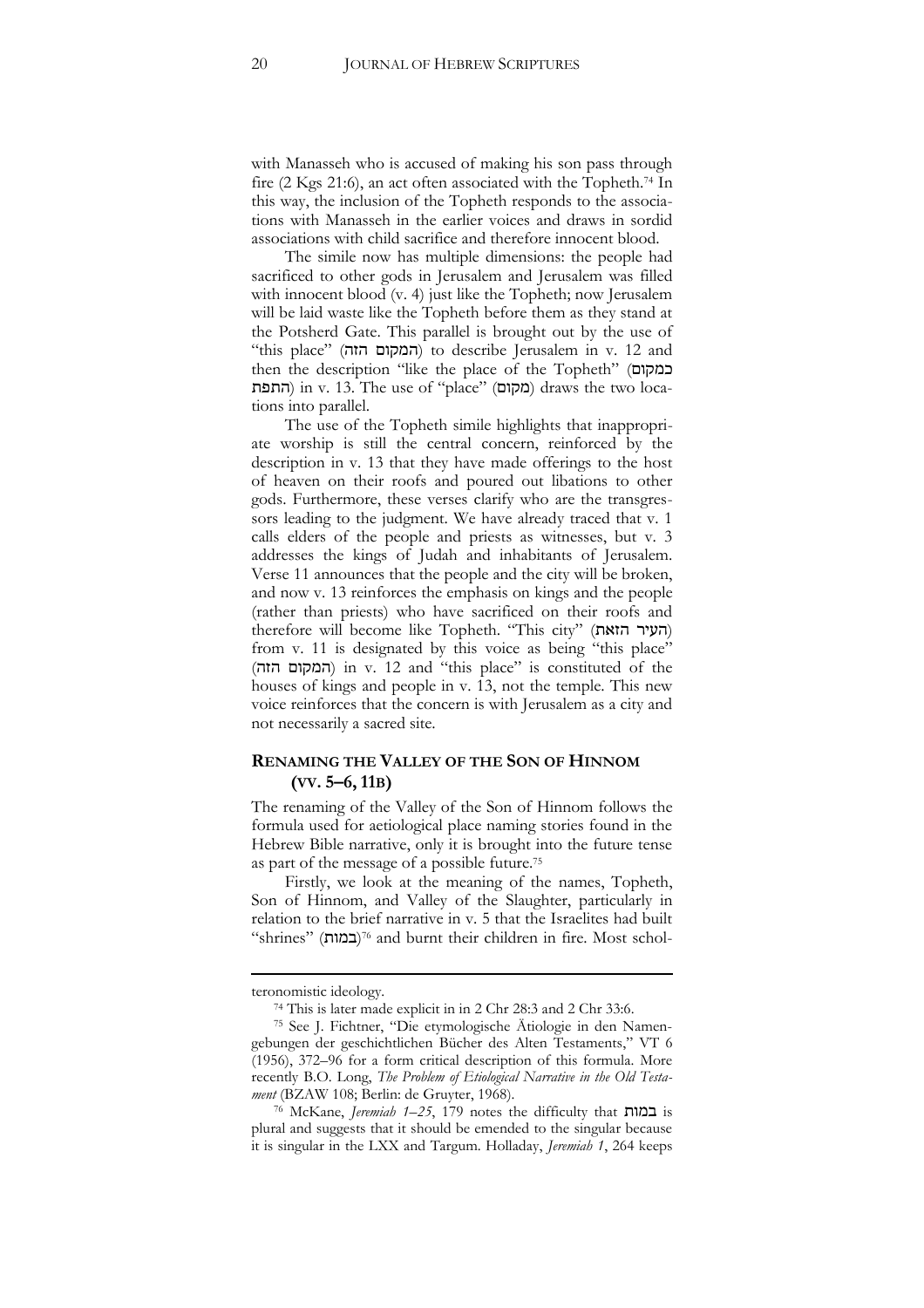with Manasseh who is accused of making his son pass through fire (2 Kgs 21:6), an act often associated with the Topheth.[74] In this way, the inclusion of the Topheth responds to the associations with Manasseh in the earlier voices and draws in sordid associations with child sacrifice and therefore innocent blood.

The simile now has multiple dimensions: the people had sacrificed to other gods in Jerusalem and Jerusalem was filled with innocent blood (v. 4) just like the Topheth; now Jerusalem will be laid waste like the Topheth before them as they stand at the Potsherd Gate. This parallel is brought out by the use of "this place" (המקום הזה) to describe Jerusalem in v. 12 and then the description "like the place of the Topheth" (כמקום התפת) in v. 13. The use of "place" (מקום) draws the two locations into parallel.

The use of the Topheth simile highlights that inappropriate worship is still the central concern, reinforced by the description in v. 13 that they have made offerings to the host of heaven on their roofs and poured out libations to other gods. Furthermore, these verses clarify who are the transgressors leading to the judgment. We have already traced that v. 1 calls elders of the people and priests as witnesses, but v. 3 addresses the kings of Judah and inhabitants of Jerusalem. Verse 11 announces that the people and the city will be broken, and now v. 13 reinforces the emphasis on kings and the people (rather than priests) who have sacrificed on their roofs and therefore will become like Topheth. "This city" (העיר הזאת) from v. 11 is designated by this voice as being "this place" (המקום הזה) in v. 12 and "this place" is constituted of the houses of kings and people in v. 13, not the temple. This new voice reinforces that the concern is with Jerusalem as a city and not necessarily a sacred site.

## RENAMING THE VALLEY OF THE SON OF HINNOM (VV. 5–6, 11B)

The renaming of the Valley of the Son of Hinnom follows the formula used for aetiological place naming stories found in the Hebrew Bible narrative, only it is brought into the future tense as part of the message of a possible future.[75]

Firstly, we look at the meaning of the names, Topheth, Son of Hinnom, and Valley of the Slaughter, particularly in relation to the brief narrative in v. 5 that the Israelites had built "shrines" (במות)[76] and burnt their children in fire. Most schol-

---

teronomistic ideology.

[74] This is later made explicit in in 2 Chr 28:3 and 2 Chr 33:6.

[75] See J. Fichtner, "Die etymologische Ätiologie in den Namengebungen der geschichtlichen Bücher des Alten Testaments," VT 6 (1956), 372–96 for a form critical description of this formula. More recently B.O. Long, *The Problem of Etiological Narrative in the Old Testament* (BZAW 108; Berlin: de Gruyter, 1968).

[76] McKane, *Jeremiah 1–25*, 179 notes the difficulty that במות is plural and suggests that it should be emended to the singular because it is singular in the LXX and Targum. Holladay, *Jeremiah 1*, 264 keeps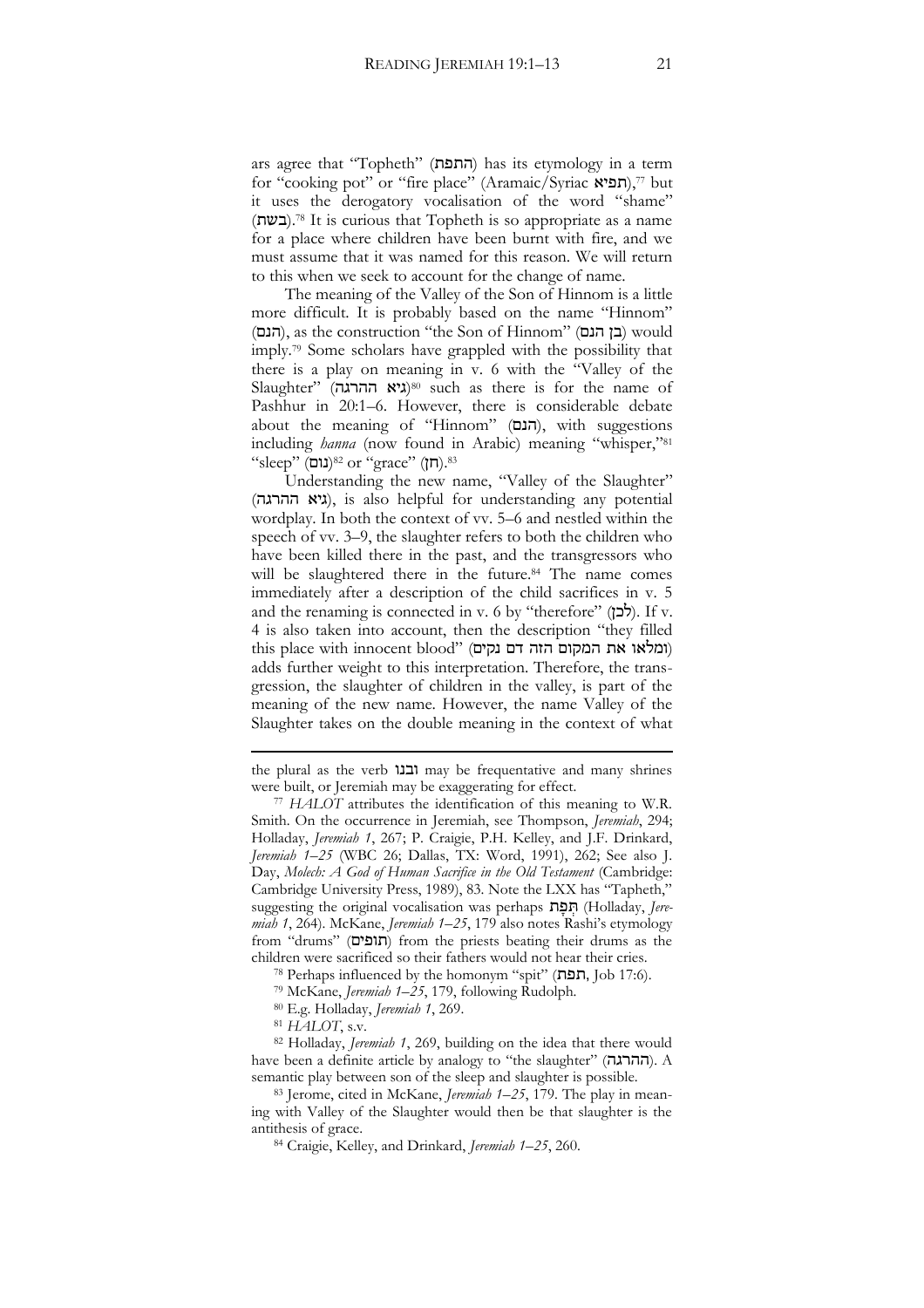ars agree that "Topheth" (התפת) has its etymology in a term for "cooking pot" or "fire place" (Aramaic/Syriac תפיא),[77] but it uses the derogatory vocalisation of the word "shame" (בשת).[78] It is curious that Topheth is so appropriate as a name for a place where children have been burnt with fire, and we must assume that it was named for this reason. We will return to this when we seek to account for the change of name.

The meaning of the Valley of the Son of Hinnom is a little more difficult. It is probably based on the name "Hinnom" (הנם), as the construction "the Son of Hinnom" (בן הנם) would imply.[79] Some scholars have grappled with the possibility that there is a play on meaning in v. 6 with the "Valley of the Slaughter" (גיא ההרגה)[80] such as there is for the name of Pashhur in 20:1–6. However, there is considerable debate about the meaning of "Hinnom" (הנם), with suggestions including *ḥanna* (now found in Arabic) meaning "whisper,"[81] "sleep" (נום)[82] or "grace" (חן).[83]

Understanding the new name, "Valley of the Slaughter" (גיא ההרגה), is also helpful for understanding any potential wordplay. In both the context of vv. 5–6 and nestled within the speech of vv. 3–9, the slaughter refers to both the children who have been killed there in the past, and the transgressors who will be slaughtered there in the future.[84] The name comes immediately after a description of the child sacrifices in v. 5 and the renaming is connected in v. 6 by "therefore" (לכן). If v. 4 is also taken into account, then the description "they filled this place with innocent blood" (ומלאו את המקום הזה דם נקים) adds further weight to this interpretation. Therefore, the transgression, the slaughter of children in the valley, is part of the meaning of the new name. However, the name Valley of the Slaughter takes on the double meaning in the context of what

---

the plural as the verb ובנו may be frequentative and many shrines were built, or Jeremiah may be exaggerating for effect.

[77] *HALOT* attributes the identification of this meaning to W.R. Smith. On the occurrence in Jeremiah, see Thompson, *Jeremiah*, 294; Holladay, *Jeremiah 1*, 267; P. Craigie, P.H. Kelley, and J.F. Drinkard, *Jeremiah 1–25* (WBC 26; Dallas, TX: Word, 1991), 262; See also J. Day, *Molech: A God of Human Sacrifice in the Old Testament* (Cambridge: Cambridge University Press, 1989), 83. Note the LXX has "Tapheth," suggesting the original vocalisation was perhaps תְּפָת (Holladay, *Jeremiah 1*, 264). McKane, *Jeremiah 1–25*, 179 also notes Rashi's etymology from "drums" (תופים) from the priests beating their drums as the children were sacrificed so their fathers would not hear their cries.

[78] Perhaps influenced by the homonym "spit" (תפת, Job 17:6).

[79] McKane, *Jeremiah 1–25*, 179, following Rudolph.

[80] E.g. Holladay, *Jeremiah 1*, 269.

[81] *HALOT*, s.v.

[82] Holladay, *Jeremiah 1*, 269, building on the idea that there would have been a definite article by analogy to "the slaughter" (ההרגה). A semantic play between son of the sleep and slaughter is possible.

[83] Jerome, cited in McKane, *Jeremiah 1–25*, 179. The play in meaning with Valley of the Slaughter would then be that slaughter is the antithesis of grace.

[84] Craigie, Kelley, and Drinkard, *Jeremiah 1–25*, 260.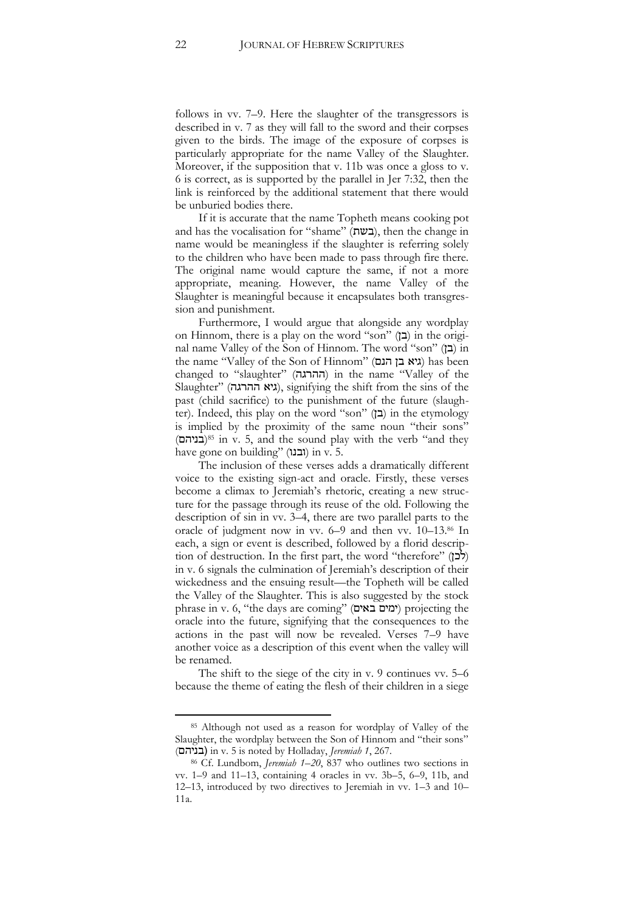follows in vv. 7–9. Here the slaughter of the transgressors is described in v. 7 as they will fall to the sword and their corpses given to the birds. The image of the exposure of corpses is particularly appropriate for the name Valley of the Slaughter. Moreover, if the supposition that v. 11b was once a gloss to v. 6 is correct, as is supported by the parallel in Jer 7:32, then the link is reinforced by the additional statement that there would be unburied bodies there.

If it is accurate that the name Topheth means cooking pot and has the vocalisation for "shame" (בשת), then the change in name would be meaningless if the slaughter is referring solely to the children who have been made to pass through fire there. The original name would capture the same, if not a more appropriate, meaning. However, the name Valley of the Slaughter is meaningful because it encapsulates both transgression and punishment.

Furthermore, I would argue that alongside any wordplay on Hinnom, there is a play on the word "son" (בן) in the original name Valley of the Son of Hinnom. The word "son" (בן) in the name "Valley of the Son of Hinnom" (גיא בן הנם) has been changed to "slaughter" (ההרגה) in the name "Valley of the Slaughter" (גיא ההרגה), signifying the shift from the sins of the past (child sacrifice) to the punishment of the future (slaughter). Indeed, this play on the word "son" (בן) in the etymology is implied by the proximity of the same noun "their sons" (בניהם)[85] in v. 5, and the sound play with the verb "and they have gone on building" (ובנו) in v. 5.

The inclusion of these verses adds a dramatically different voice to the existing sign-act and oracle. Firstly, these verses become a climax to Jeremiah's rhetoric, creating a new structure for the passage through its reuse of the old. Following the description of sin in vv. 3–4, there are two parallel parts to the oracle of judgment now in vv. 6–9 and then vv. 10–13.[86] In each, a sign or event is described, followed by a florid description of destruction. In the first part, the word "therefore" (לָכֵן) in v. 6 signals the culmination of Jeremiah's description of their wickedness and the ensuing result—the Topheth will be called the Valley of the Slaughter. This is also suggested by the stock phrase in v. 6, "the days are coming" (ימים באים) projecting the oracle into the future, signifying that the consequences to the actions in the past will now be revealed. Verses 7–9 have another voice as a description of this event when the valley will be renamed.

The shift to the siege of the city in v. 9 continues vv. 5–6 because the theme of eating the flesh of their children in a siege

---

[85] Although not used as a reason for wordplay of Valley of the Slaughter, the wordplay between the Son of Hinnom and "their sons" (בניהם) in v. 5 is noted by Holladay, *Jeremiah 1*, 267.

[86] Cf. Lundbom, *Jeremiah 1–20*, 837 who outlines two sections in vv. 1–9 and 11–13, containing 4 oracles in vv. 3b–5, 6–9, 11b, and 12–13, introduced by two directives to Jeremiah in vv. 1–3 and 10–11a.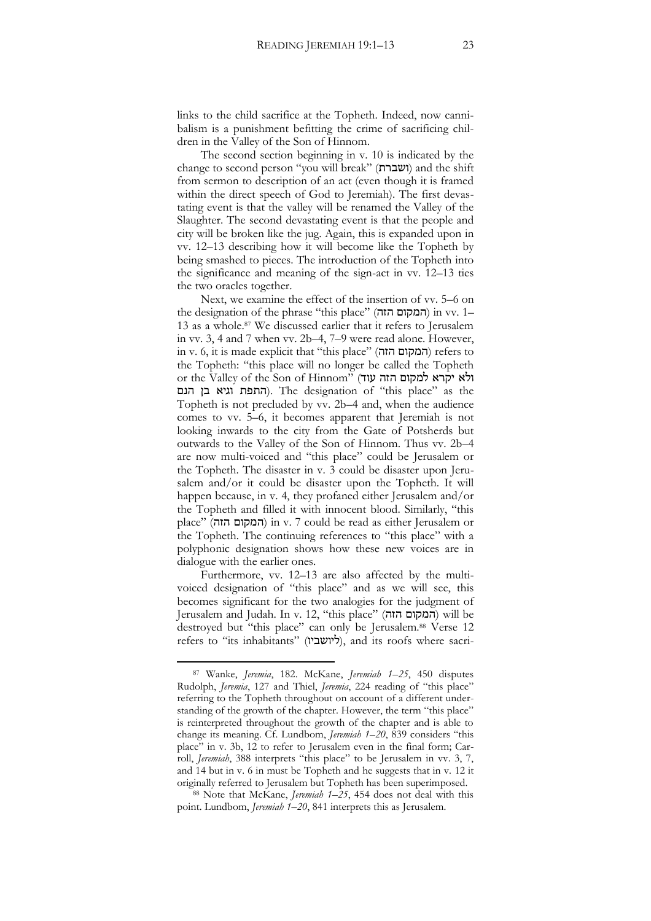links to the child sacrifice at the Topheth. Indeed, now cannibalism is a punishment befitting the crime of sacrificing children in the Valley of the Son of Hinnom.

The second section beginning in v. 10 is indicated by the change to second person "you will break" (ושברת) and the shift from sermon to description of an act (even though it is framed within the direct speech of God to Jeremiah). The first devastating event is that the valley will be renamed the Valley of the Slaughter. The second devastating event is that the people and city will be broken like the jug. Again, this is expanded upon in vv. 12–13 describing how it will become like the Topheth by being smashed to pieces. The introduction of the Topheth into the significance and meaning of the sign-act in vv. 12–13 ties the two oracles together.

Next, we examine the effect of the insertion of vv. 5–6 on the designation of the phrase "this place" (המקום הזה) in vv. 1–13 as a whole.[87] We discussed earlier that it refers to Jerusalem in vv. 3, 4 and 7 when vv. 2b–4, 7–9 were read alone. However, in v. 6, it is made explicit that "this place" (המקום הזה) refers to the Topheth: "this place will no longer be called the Topheth or the Valley of the Son of Hinnom" (ולא יקרא למקום הזה עוד התפת וגיא בן הנם). The designation of "this place" as the Topheth is not precluded by vv. 2b–4 and, when the audience comes to vv. 5–6, it becomes apparent that Jeremiah is not looking inwards to the city from the Gate of Potsherds but outwards to the Valley of the Son of Hinnom. Thus vv. 2b–4 are now multi-voiced and "this place" could be Jerusalem or the Topheth. The disaster in v. 3 could be disaster upon Jerusalem and/or it could be disaster upon the Topheth. It will happen because, in v. 4, they profaned either Jerusalem and/or the Topheth and filled it with innocent blood. Similarly, "this place" (המקום הזה) in v. 7 could be read as either Jerusalem or the Topheth. The continuing references to "this place" with a polyphonic designation shows how these new voices are in dialogue with the earlier ones.

Furthermore, vv. 12–13 are also affected by the multi-voiced designation of "this place" and as we will see, this becomes significant for the two analogies for the judgment of Jerusalem and Judah. In v. 12, "this place" (המקום הזה) will be destroyed but "this place" can only be Jerusalem.[88] Verse 12 refers to "its inhabitants" (ליושביו), and its roofs where sacri-

---

[87] Wanke, *Jeremia*, 182. McKane, *Jeremiah 1–25*, 450 disputes Rudolph, *Jeremia*, 127 and Thiel, *Jeremia*, 224 reading of "this place" referring to the Topheth throughout on account of a different understanding of the growth of the chapter. However, the term "this place" is reinterpreted throughout the growth of the chapter and is able to change its meaning. Cf. Lundbom, *Jeremiah 1–20*, 839 considers "this place" in v. 3b, 12 to refer to Jerusalem even in the final form; Carroll, *Jeremiah*, 388 interprets "this place" to be Jerusalem in vv. 3, 7, and 14 but in v. 6 in must be Topheth and he suggests that in v. 12 it originally referred to Jerusalem but Topheth has been superimposed.

[88] Note that McKane, *Jeremiah 1–25*, 454 does not deal with this point. Lundbom, *Jeremiah 1–20*, 841 interprets this as Jerusalem.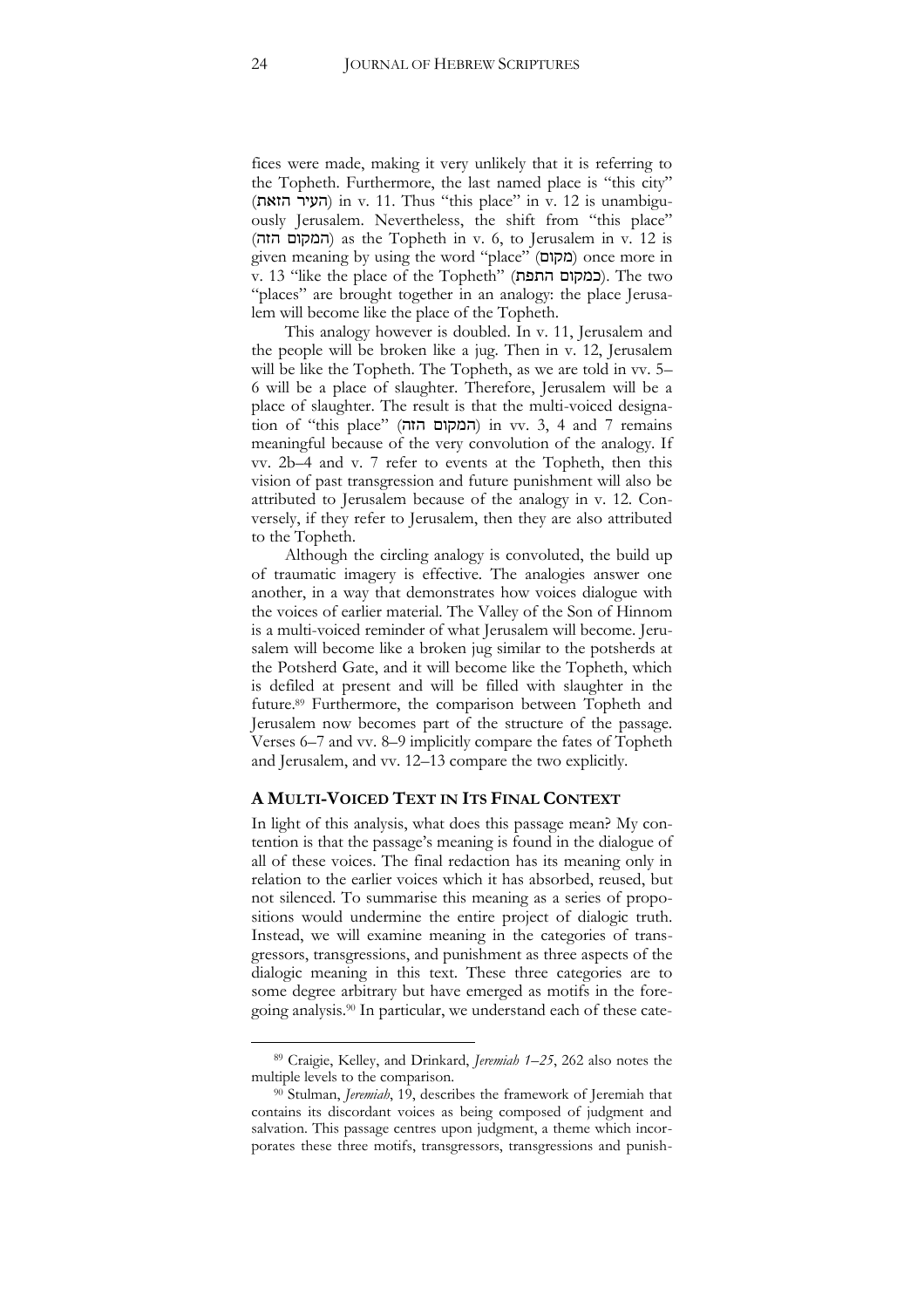fices were made, making it very unlikely that it is referring to the Topheth. Furthermore, the last named place is "this city" (העיר הזאת) in v. 11. Thus "this place" in v. 12 is unambiguously Jerusalem. Nevertheless, the shift from "this place" (המקום הזה) as the Topheth in v. 6, to Jerusalem in v. 12 is given meaning by using the word "place" (מקום) once more in v. 13 "like the place of the Topheth" (כמקום התפת). The two "places" are brought together in an analogy: the place Jerusalem will become like the place of the Topheth.

This analogy however is doubled. In v. 11, Jerusalem and the people will be broken like a jug. Then in v. 12, Jerusalem will be like the Topheth. The Topheth, as we are told in vv. 5–6 will be a place of slaughter. Therefore, Jerusalem will be a place of slaughter. The result is that the multi-voiced designation of "this place" (המקום הזה) in vv. 3, 4 and 7 remains meaningful because of the very convolution of the analogy. If vv. 2b–4 and v. 7 refer to events at the Topheth, then this vision of past transgression and future punishment will also be attributed to Jerusalem because of the analogy in v. 12. Conversely, if they refer to Jerusalem, then they are also attributed to the Topheth.

Although the circling analogy is convoluted, the build up of traumatic imagery is effective. The analogies answer one another, in a way that demonstrates how voices dialogue with the voices of earlier material. The Valley of the Son of Hinnom is a multi-voiced reminder of what Jerusalem will become. Jerusalem will become like a broken jug similar to the potsherds at the Potsherd Gate, and it will become like the Topheth, which is defiled at present and will be filled with slaughter in the future.[89] Furthermore, the comparison between Topheth and Jerusalem now becomes part of the structure of the passage. Verses 6–7 and vv. 8–9 implicitly compare the fates of Topheth and Jerusalem, and vv. 12–13 compare the two explicitly.

## A Multi-Voiced Text in Its Final Context

In light of this analysis, what does this passage mean? My contention is that the passage's meaning is found in the dialogue of all of these voices. The final redaction has its meaning only in relation to the earlier voices which it has absorbed, reused, but not silenced. To summarise this meaning as a series of propositions would undermine the entire project of dialogic truth. Instead, we will examine meaning in the categories of transgressors, transgressions, and punishment as three aspects of the dialogic meaning in this text. These three categories are to some degree arbitrary but have emerged as motifs in the foregoing analysis.[90] In particular, we understand each of these cate-

---

[89] Craigie, Kelley, and Drinkard, *Jeremiah 1–25*, 262 also notes the multiple levels to the comparison.

[90] Stulman, *Jeremiah*, 19, describes the framework of Jeremiah that contains its discordant voices as being composed of judgment and salvation. This passage centres upon judgment, a theme which incorporates these three motifs, transgressors, transgressions and punish-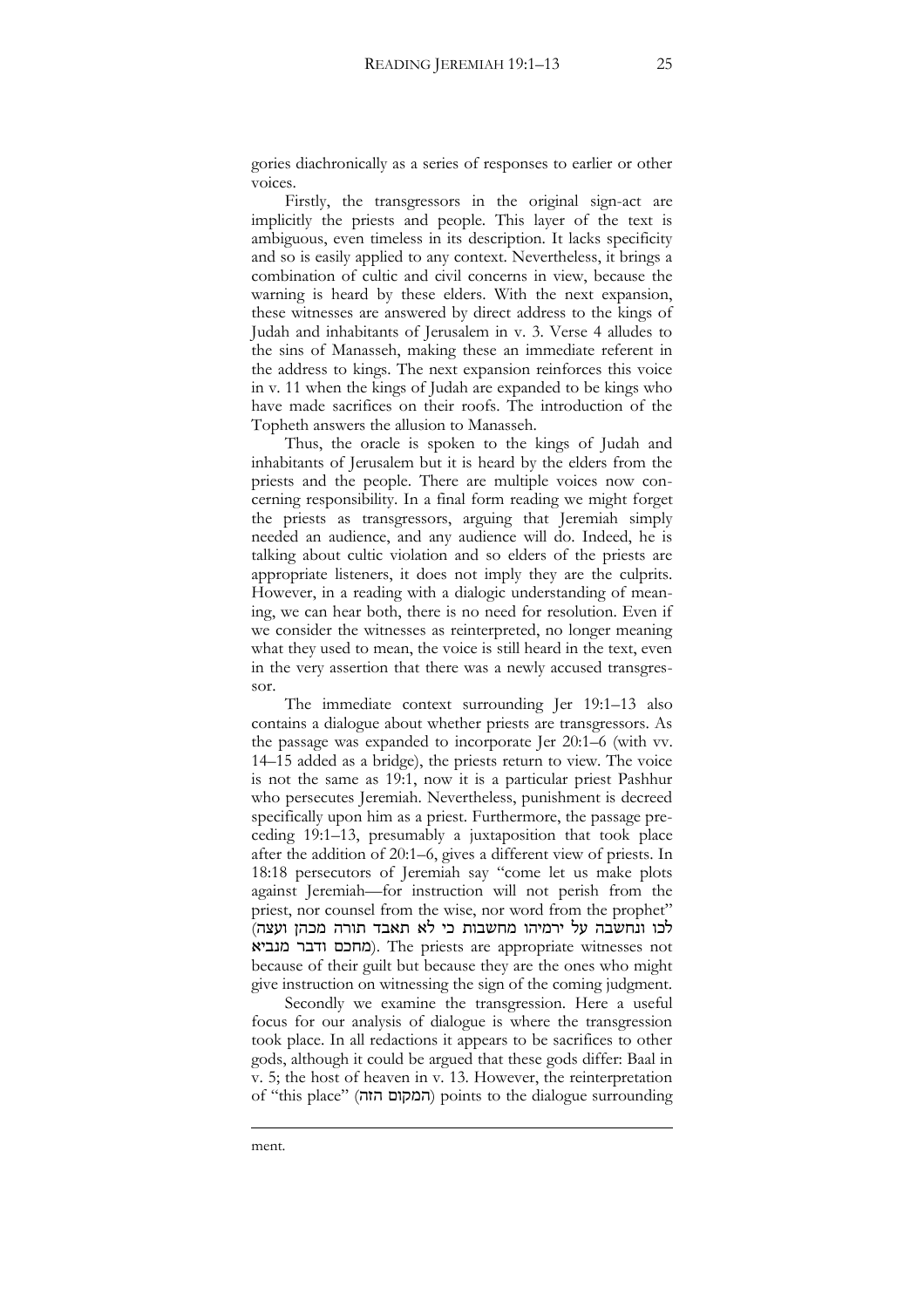gories diachronically as a series of responses to earlier or other voices.

Firstly, the transgressors in the original sign-act are implicitly the priests and people. This layer of the text is ambiguous, even timeless in its description. It lacks specificity and so is easily applied to any context. Nevertheless, it brings a combination of cultic and civil concerns in view, because the warning is heard by these elders. With the next expansion, these witnesses are answered by direct address to the kings of Judah and inhabitants of Jerusalem in v. 3. Verse 4 alludes to the sins of Manasseh, making these an immediate referent in the address to kings. The next expansion reinforces this voice in v. 11 when the kings of Judah are expanded to be kings who have made sacrifices on their roofs. The introduction of the Topheth answers the allusion to Manasseh.

Thus, the oracle is spoken to the kings of Judah and inhabitants of Jerusalem but it is heard by the elders from the priests and the people. There are multiple voices now concerning responsibility. In a final form reading we might forget the priests as transgressors, arguing that Jeremiah simply needed an audience, and any audience will do. Indeed, he is talking about cultic violation and so elders of the priests are appropriate listeners, it does not imply they are the culprits. However, in a reading with a dialogic understanding of meaning, we can hear both, there is no need for resolution. Even if we consider the witnesses as reinterpreted, no longer meaning what they used to mean, the voice is still heard in the text, even in the very assertion that there was a newly accused transgressor.

The immediate context surrounding Jer 19:1–13 also contains a dialogue about whether priests are transgressors. As the passage was expanded to incorporate Jer 20:1–6 (with vv. 14–15 added as a bridge), the priests return to view. The voice is not the same as 19:1, now it is a particular priest Pashhur who persecutes Jeremiah. Nevertheless, punishment is decreed specifically upon him as a priest. Furthermore, the passage preceding 19:1–13, presumably a juxtaposition that took place after the addition of 20:1–6, gives a different view of priests. In 18:18 persecutors of Jeremiah say "come let us make plots against Jeremiah—for instruction will not perish from the priest, nor counsel from the wise, nor word from the prophet" (לכו ונחשבה על ירמיהו מחשבות כי לא תאבד תורה מכהן ועצה מחכם ודבר מנביא). The priests are appropriate witnesses not because of their guilt but because they are the ones who might give instruction on witnessing the sign of the coming judgment.

Secondly we examine the transgression. Here a useful focus for our analysis of dialogue is where the transgression took place. In all redactions it appears to be sacrifices to other gods, although it could be argued that these gods differ: Baal in v. 5; the host of heaven in v. 13. However, the reinterpretation of "this place" (המקום הזה) points to the dialogue surrounding

ment.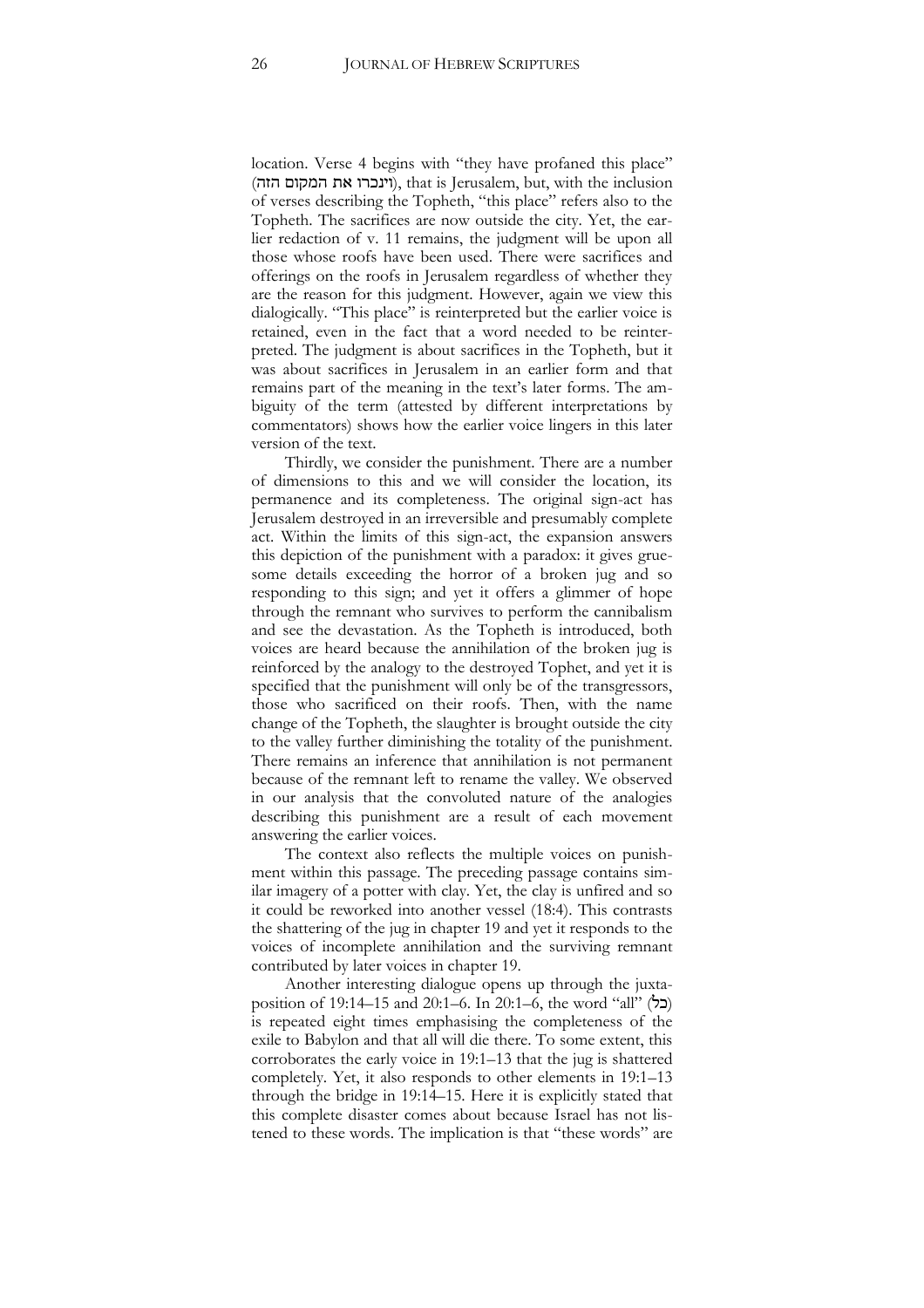location. Verse 4 begins with "they have profaned this place" (וינכרו את המקום הזה), that is Jerusalem, but, with the inclusion of verses describing the Topheth, "this place" refers also to the Topheth. The sacrifices are now outside the city. Yet, the earlier redaction of v. 11 remains, the judgment will be upon all those whose roofs have been used. There were sacrifices and offerings on the roofs in Jerusalem regardless of whether they are the reason for this judgment. However, again we view this dialogically. "This place" is reinterpreted but the earlier voice is retained, even in the fact that a word needed to be reinterpreted. The judgment is about sacrifices in the Topheth, but it was about sacrifices in Jerusalem in an earlier form and that remains part of the meaning in the text's later forms. The ambiguity of the term (attested by different interpretations by commentators) shows how the earlier voice lingers in this later version of the text.

Thirdly, we consider the punishment. There are a number of dimensions to this and we will consider the location, its permanence and its completeness. The original sign-act has Jerusalem destroyed in an irreversible and presumably complete act. Within the limits of this sign-act, the expansion answers this depiction of the punishment with a paradox: it gives gruesome details exceeding the horror of a broken jug and so responding to this sign; and yet it offers a glimmer of hope through the remnant who survives to perform the cannibalism and see the devastation. As the Topheth is introduced, both voices are heard because the annihilation of the broken jug is reinforced by the analogy to the destroyed Tophet, and yet it is specified that the punishment will only be of the transgressors, those who sacrificed on their roofs. Then, with the name change of the Topheth, the slaughter is brought outside the city to the valley further diminishing the totality of the punishment. There remains an inference that annihilation is not permanent because of the remnant left to rename the valley. We observed in our analysis that the convoluted nature of the analogies describing this punishment are a result of each movement answering the earlier voices.

The context also reflects the multiple voices on punishment within this passage. The preceding passage contains similar imagery of a potter with clay. Yet, the clay is unfired and so it could be reworked into another vessel (18:4). This contrasts the shattering of the jug in chapter 19 and yet it responds to the voices of incomplete annihilation and the surviving remnant contributed by later voices in chapter 19.

Another interesting dialogue opens up through the juxtaposition of 19:14–15 and 20:1–6. In 20:1–6, the word "all" (כֹּל) is repeated eight times emphasising the completeness of the exile to Babylon and that all will die there. To some extent, this corroborates the early voice in 19:1–13 that the jug is shattered completely. Yet, it also responds to other elements in 19:1–13 through the bridge in 19:14–15. Here it is explicitly stated that this complete disaster comes about because Israel has not listened to these words. The implication is that "these words" are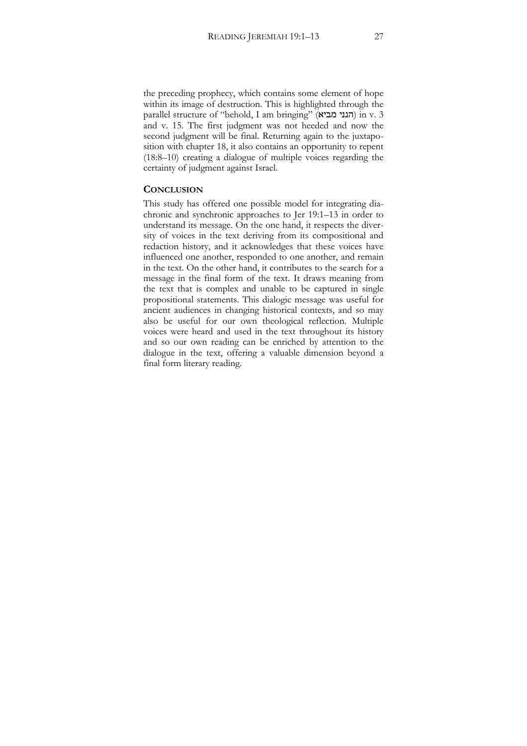the preceding prophecy, which contains some element of hope within its image of destruction. This is highlighted through the parallel structure of "behold, I am bringing" (הנני מביא) in v. 3 and v. 15. The first judgment was not heeded and now the second judgment will be final. Returning again to the juxtaposition with chapter 18, it also contains an opportunity to repent (18:8–10) creating a dialogue of multiple voices regarding the certainty of judgment against Israel.

## CONCLUSION

This study has offered one possible model for integrating diachronic and synchronic approaches to Jer 19:1–13 in order to understand its message. On the one hand, it respects the diversity of voices in the text deriving from its compositional and redaction history, and it acknowledges that these voices have influenced one another, responded to one another, and remain in the text. On the other hand, it contributes to the search for a message in the final form of the text. It draws meaning from the text that is complex and unable to be captured in single propositional statements. This dialogic message was useful for ancient audiences in changing historical contexts, and so may also be useful for our own theological reflection. Multiple voices were heard and used in the text throughout its history and so our own reading can be enriched by attention to the dialogue in the text, offering a valuable dimension beyond a final form literary reading.